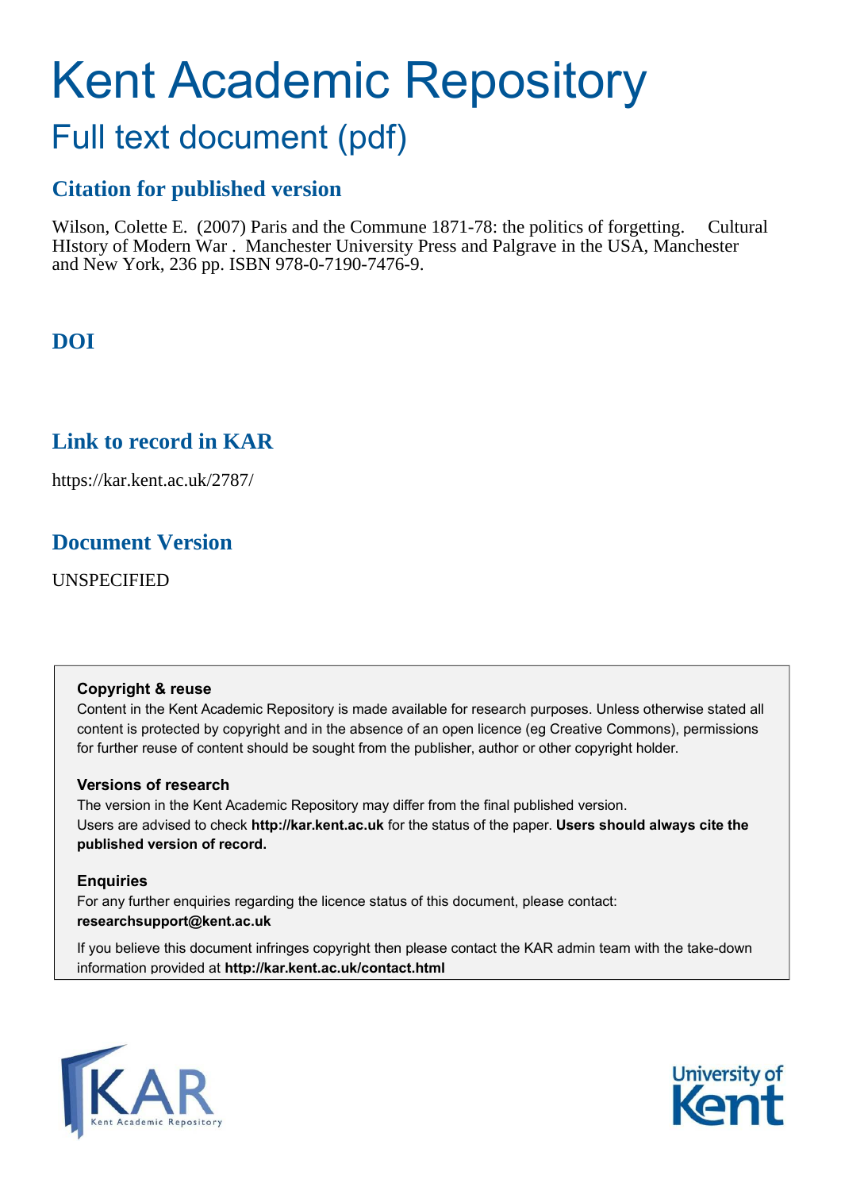# Kent Academic Repository

## Full text document (pdf)

### Citation for published version

Wilson, Colette E. (2007) Paris and the Commune 1871-78: the politics of forgetting. Cultural HIstory of Modern War . Manchester University Press and Palgrave in the USA, Manchester and New York, 236 pp. ISBN 978-0-7190-7476-9.

### DOI

### Link to record in KAR

https://kar.kent.ac.uk/2787/

### Document Version

UNSPECIFIED

**Copyright & reuse**

Content in the Kent Academic Repository is made available for research purposes. Unless otherwise stated all content is protected by copyright and in the absence of an open licence (eg Creative Commons), permissions for further reuse of content should be sought from the publisher, author or other copyright holder.

**Versions of research**

The version in the Kent Academic Repository may differ from the final published version.
Users are advised to check **http://kar.kent.ac.uk** for the status of the paper. **Users should always cite the published version of record.**

**Enquiries**

For any further enquiries regarding the licence status of this document, please contact:
**researchsupport@kent.ac.uk**

If you believe this document infringes copyright then please contact the KAR admin team with the take-down information provided at **http://kar.kent.ac.uk/contact.html**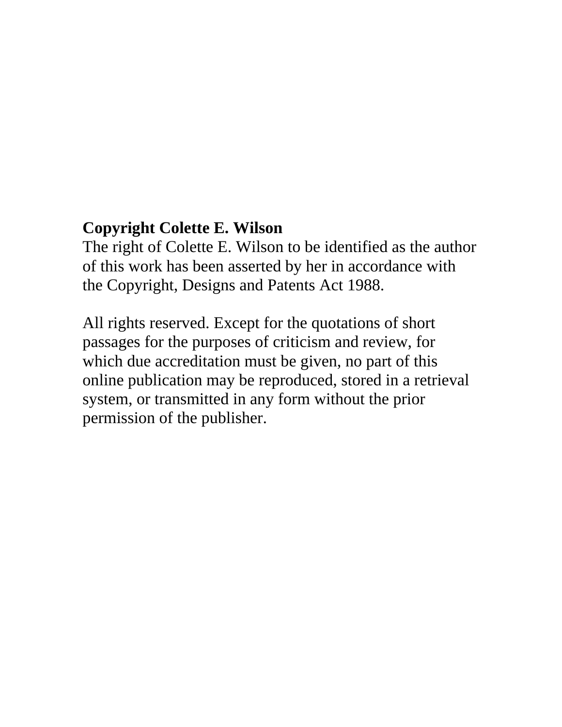**Copyright Colette E. Wilson**
The right of Colette E. Wilson to be identified as the author of this work has been asserted by her in accordance with the Copyright, Designs and Patents Act 1988.

All rights reserved. Except for the quotations of short passages for the purposes of criticism and review, for which due accreditation must be given, no part of this online publication may be reproduced, stored in a retrieval system, or transmitted in any form without the prior permission of the publisher.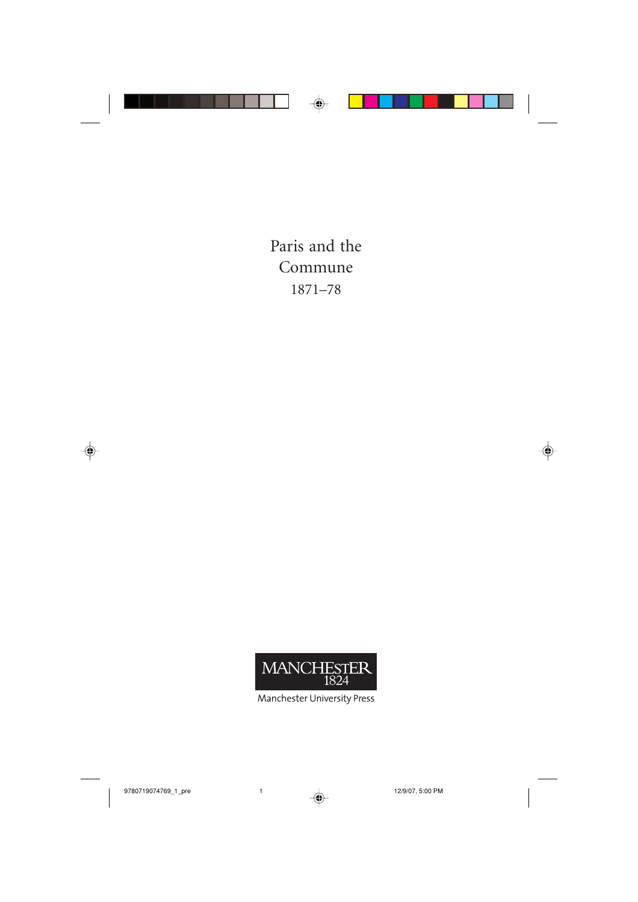# Paris and the Commune

## 1871–78

MANCHESTER 1824

Manchester University Press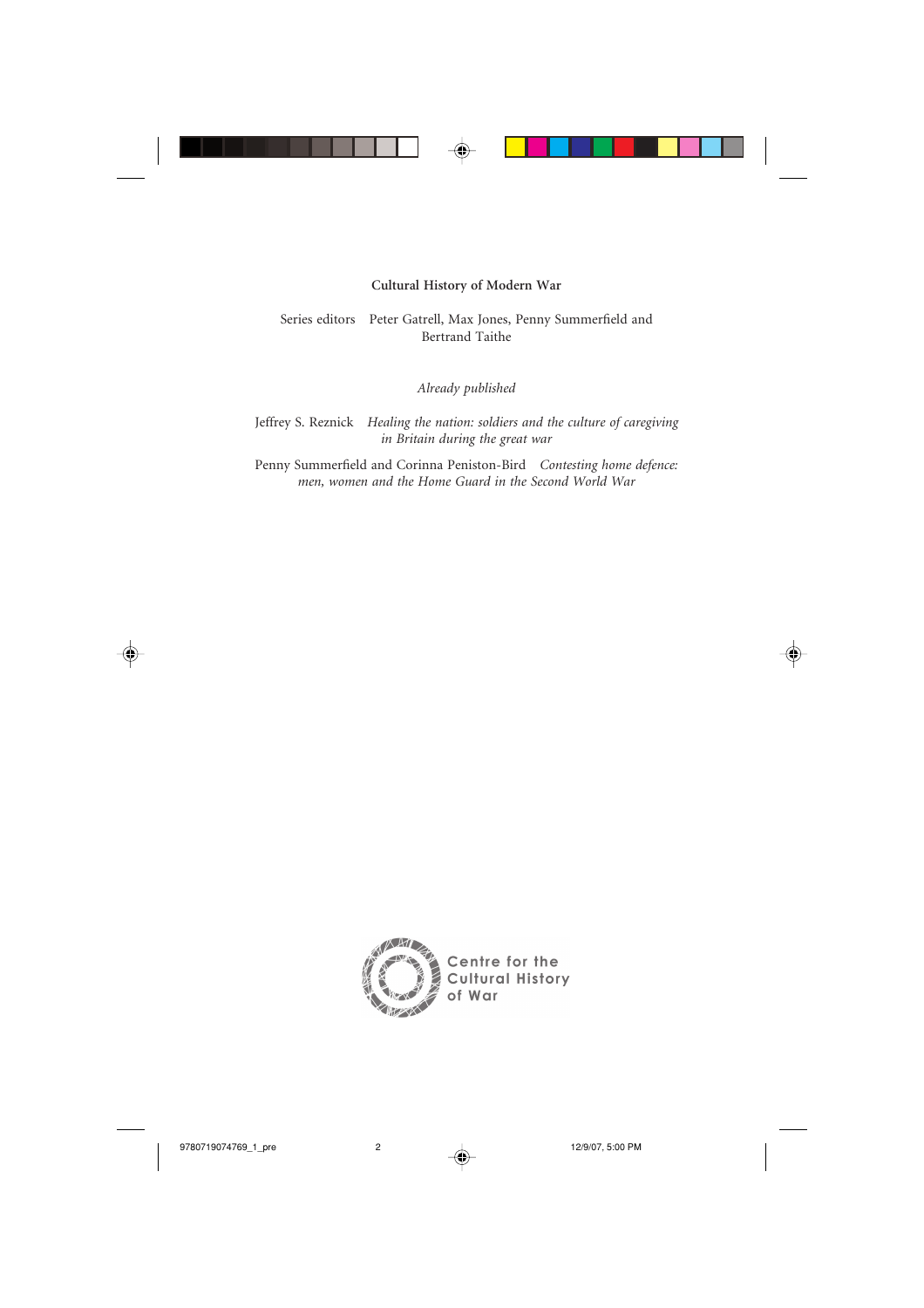**Cultural History of Modern War**

Series editors Peter Gatrell, Max Jones, Penny Summerfield and Bertrand Taithe

*Already published*

Jeffrey S. Reznick *Healing the nation: soldiers and the culture of caregiving in Britain during the great war*

Penny Summerfield and Corinna Peniston-Bird *Contesting home defence: men, women and the Home Guard in the Second World War*

Centre for the Cultural History of War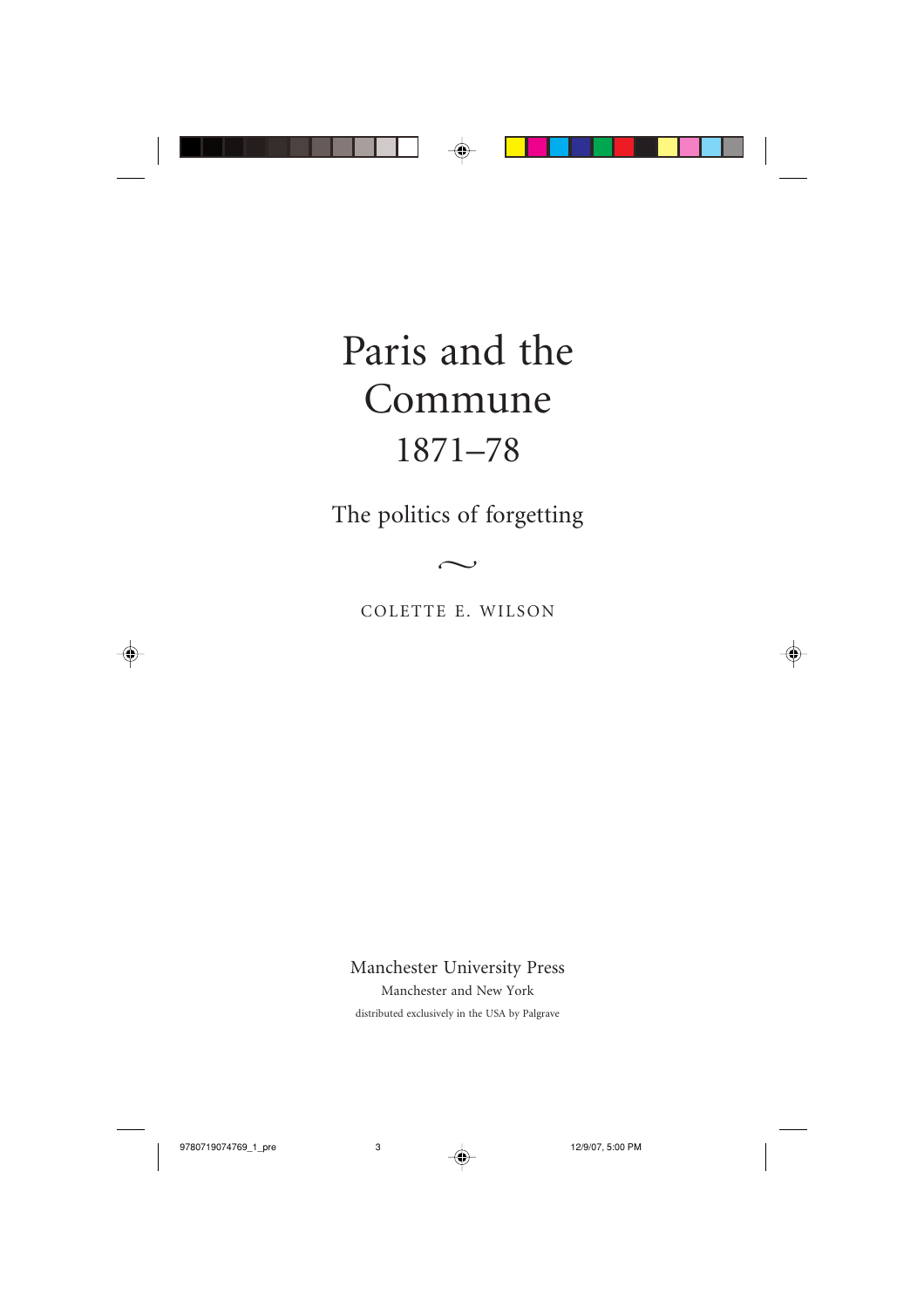# Paris and the Commune 1871–78

## The politics of forgetting

∼

COLETTE E. WILSON

Manchester University Press

Manchester and New York

distributed exclusively in the USA by Palgrave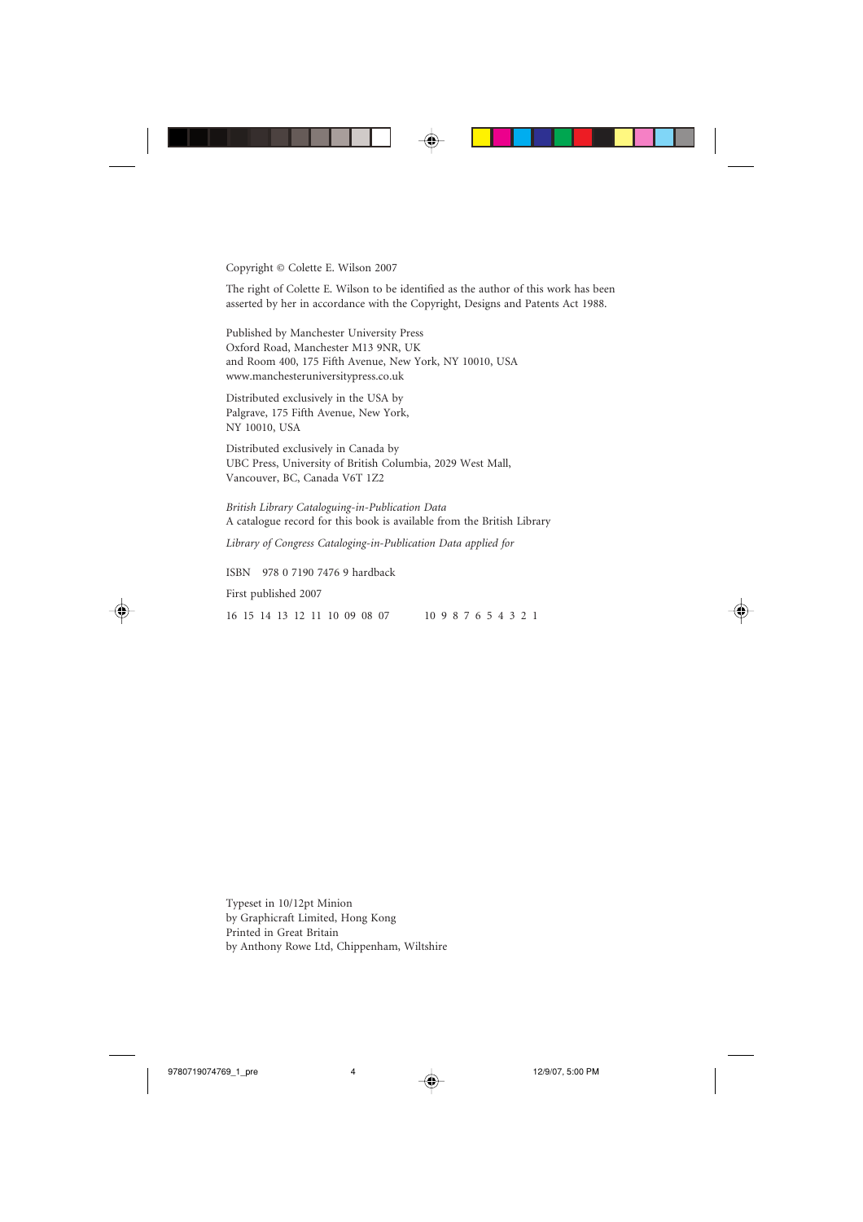Copyright © Colette E. Wilson 2007

The right of Colette E. Wilson to be identified as the author of this work has been asserted by her in accordance with the Copyright, Designs and Patents Act 1988.

Published by Manchester University Press
Oxford Road, Manchester M13 9NR, UK
and Room 400, 175 Fifth Avenue, New York, NY 10010, USA
www.manchesteruniversitypress.co.uk

Distributed exclusively in the USA by
Palgrave, 175 Fifth Avenue, New York,
NY 10010, USA

Distributed exclusively in Canada by
UBC Press, University of British Columbia, 2029 West Mall,
Vancouver, BC, Canada V6T 1Z2

*British Library Cataloguing-in-Publication Data*
A catalogue record for this book is available from the British Library

*Library of Congress Cataloging-in-Publication Data applied for*

ISBN 978 0 7190 7476 9 hardback

First published 2007

16 15 14 13 12 11 10 09 08 07 10 9 8 7 6 5 4 3 2 1

Typeset in 10/12pt Minion
by Graphicraft Limited, Hong Kong
Printed in Great Britain
by Anthony Rowe Ltd, Chippenham, Wiltshire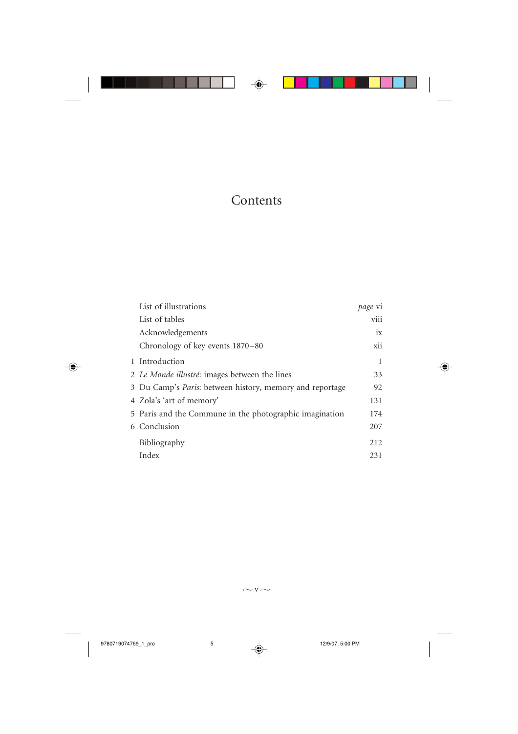# Contents

| | | |
|---|---|---|
| | List of illustrations | *page* vi |
| | List of tables | viii |
| | Acknowledgements | ix |
| | Chronology of key events 1870–80 | xii |
| 1 | Introduction | 1 |
| 2 | *Le Monde illustré*: images between the lines | 33 |
| 3 | Du Camp's *Paris*: between history, memory and reportage | 92 |
| 4 | Zola's 'art of memory' | 131 |
| 5 | Paris and the Commune in the photographic imagination | 174 |
| 6 | Conclusion | 207 |
| | Bibliography | 212 |
| | Index | 231 |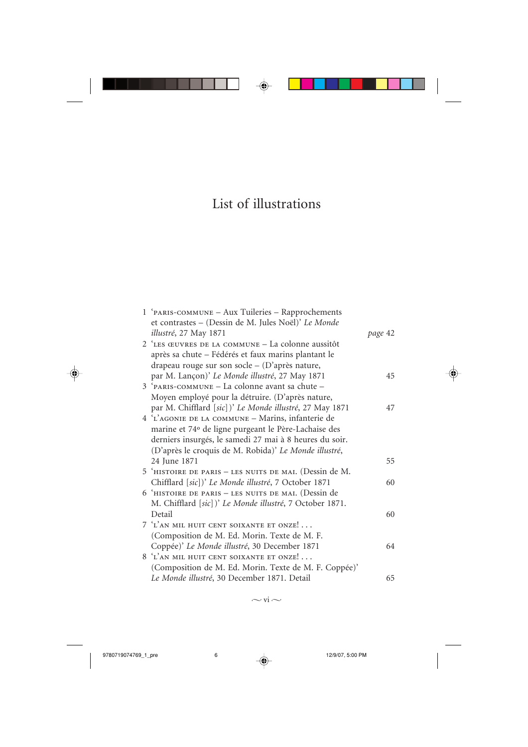# List of illustrations

1 'PARIS-COMMUNE – Aux Tuileries – Rapprochements et contrastes – (Dessin de M. Jules Noël)' *Le Monde illustré*, 27 May 1871 — *page* 42

2 'LES ŒUVRES DE LA COMMUNE – La colonne aussitôt après sa chute – Fédérés et faux marins plantant le drapeau rouge sur son socle – (D'après nature, par M. Lançon)' *Le Monde illustré*, 27 May 1871 — 45

3 'PARIS-COMMUNE – La colonne avant sa chute – Moyen employé pour la détruire. (D'après nature, par M. Chifflard [*sic*])' *Le Monde illustré*, 27 May 1871 — 47

4 'L'AGONIE DE LA COMMUNE – Marins, infanterie de marine et 74e de ligne purgeant le Père-Lachaise des derniers insurgés, le samedi 27 mai à 8 heures du soir. (D'après le croquis de M. Robida)' *Le Monde illustré*, 24 June 1871 — 55

5 'HISTOIRE DE PARIS – LES NUITS DE MAI. (Dessin de M. Chifflard [*sic*])' *Le Monde illustré*, 7 October 1871 — 60

6 'HISTOIRE DE PARIS – LES NUITS DE MAI. (Dessin de M. Chifflard [*sic*])' *Le Monde illustré*, 7 October 1871. Detail — 60

7 'L'AN MIL HUIT CENT SOIXANTE ET ONZE! . . . (Composition de M. Ed. Morin. Texte de M. F. Coppée)' *Le Monde illustré*, 30 December 1871 — 64

8 'L'AN MIL HUIT CENT SOIXANTE ET ONZE! . . . (Composition de M. Ed. Morin. Texte de M. F. Coppée)' *Le Monde illustré*, 30 December 1871. Detail — 65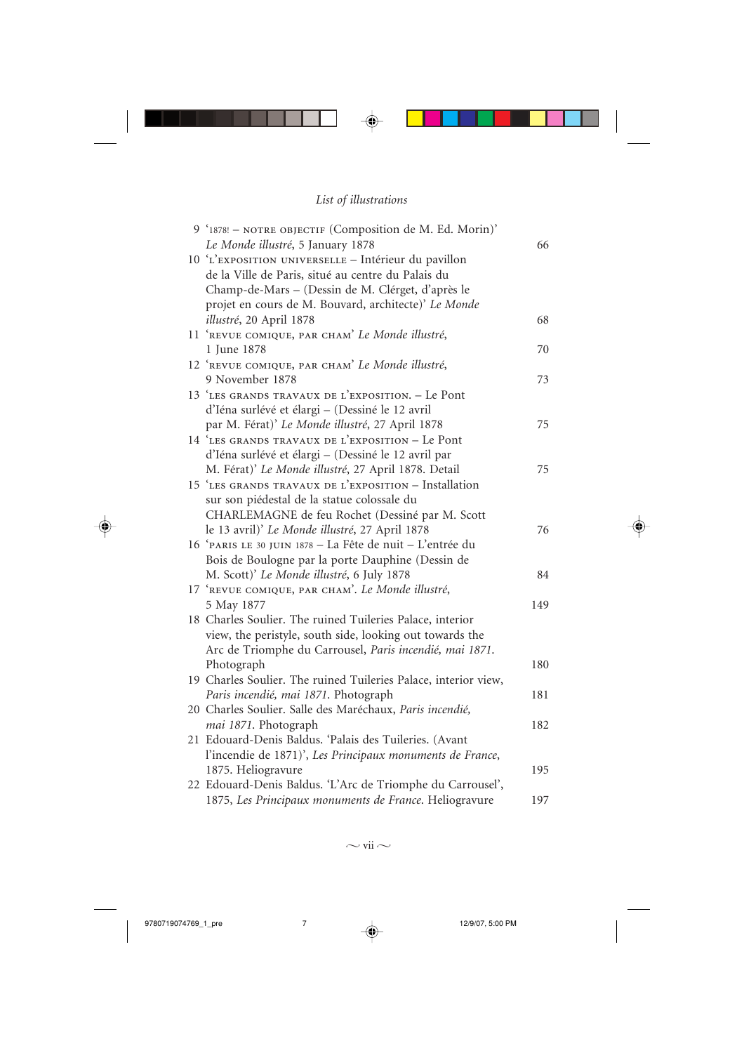9 '1878! – NOTRE OBJECTIF (Composition de M. Ed. Morin)' *Le Monde illustré*, 5 January 1878 — 66

10 'L'EXPOSITION UNIVERSELLE – Intérieur du pavillon de la Ville de Paris, situé au centre du Palais du Champ-de-Mars – (Dessin de M. Clérget, d'après le projet en cours de M. Bouvard, architecte)' *Le Monde illustré*, 20 April 1878 — 68

11 'REVUE COMIQUE, PAR CHAM' *Le Monde illustré*, 1 June 1878 — 70

12 'REVUE COMIQUE, PAR CHAM' *Le Monde illustré*, 9 November 1878 — 73

13 'LES GRANDS TRAVAUX DE L'EXPOSITION. – Le Pont d'Iéna surlévé et élargi – (Dessiné le 12 avril par M. Férat)' *Le Monde illustré*, 27 April 1878 — 75

14 'LES GRANDS TRAVAUX DE L'EXPOSITION – Le Pont d'Iéna surlévé et élargi – (Dessiné le 12 avril par M. Férat)' *Le Monde illustré*, 27 April 1878. Detail — 75

15 'LES GRANDS TRAVAUX DE L'EXPOSITION – Installation sur son piédestal de la statue colossale du CHARLEMAGNE de feu Rochet (Dessiné par M. Scott le 13 avril)' *Le Monde illustré*, 27 April 1878 — 76

16 'PARIS LE 30 JUIN 1878 – La Fête de nuit – L'entrée du Bois de Boulogne par la porte Dauphine (Dessin de M. Scott)' *Le Monde illustré*, 6 July 1878 — 84

17 'REVUE COMIQUE, PAR CHAM'. *Le Monde illustré*, 5 May 1877 — 149

18 Charles Soulier. The ruined Tuileries Palace, interior view, the peristyle, south side, looking out towards the Arc de Triomphe du Carrousel, *Paris incendié, mai 1871*. Photograph — 180

19 Charles Soulier. The ruined Tuileries Palace, interior view, *Paris incendié, mai 1871*. Photograph — 181

20 Charles Soulier. Salle des Maréchaux, *Paris incendié, mai 1871*. Photograph — 182

21 Edouard-Denis Baldus. 'Palais des Tuileries. (Avant l'incendie de 1871)', *Les Principaux monuments de France*, 1875. Heliogravure — 195

22 Edouard-Denis Baldus. 'L'Arc de Triomphe du Carrousel', 1875, *Les Principaux monuments de France*. Heliogravure — 197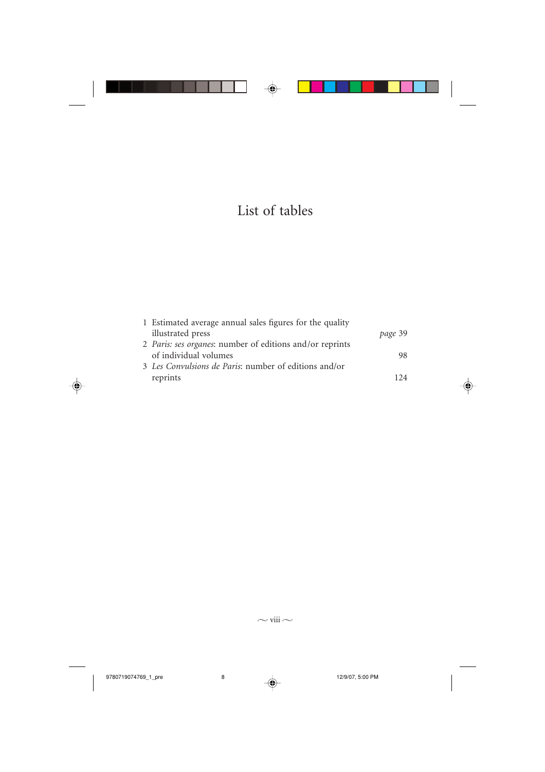# List of tables

1 Estimated average annual sales figures for the quality illustrated press *page* 39

2 *Paris: ses organes*: number of editions and/or reprints of individual volumes 98

3 *Les Convulsions de Paris*: number of editions and/or reprints 124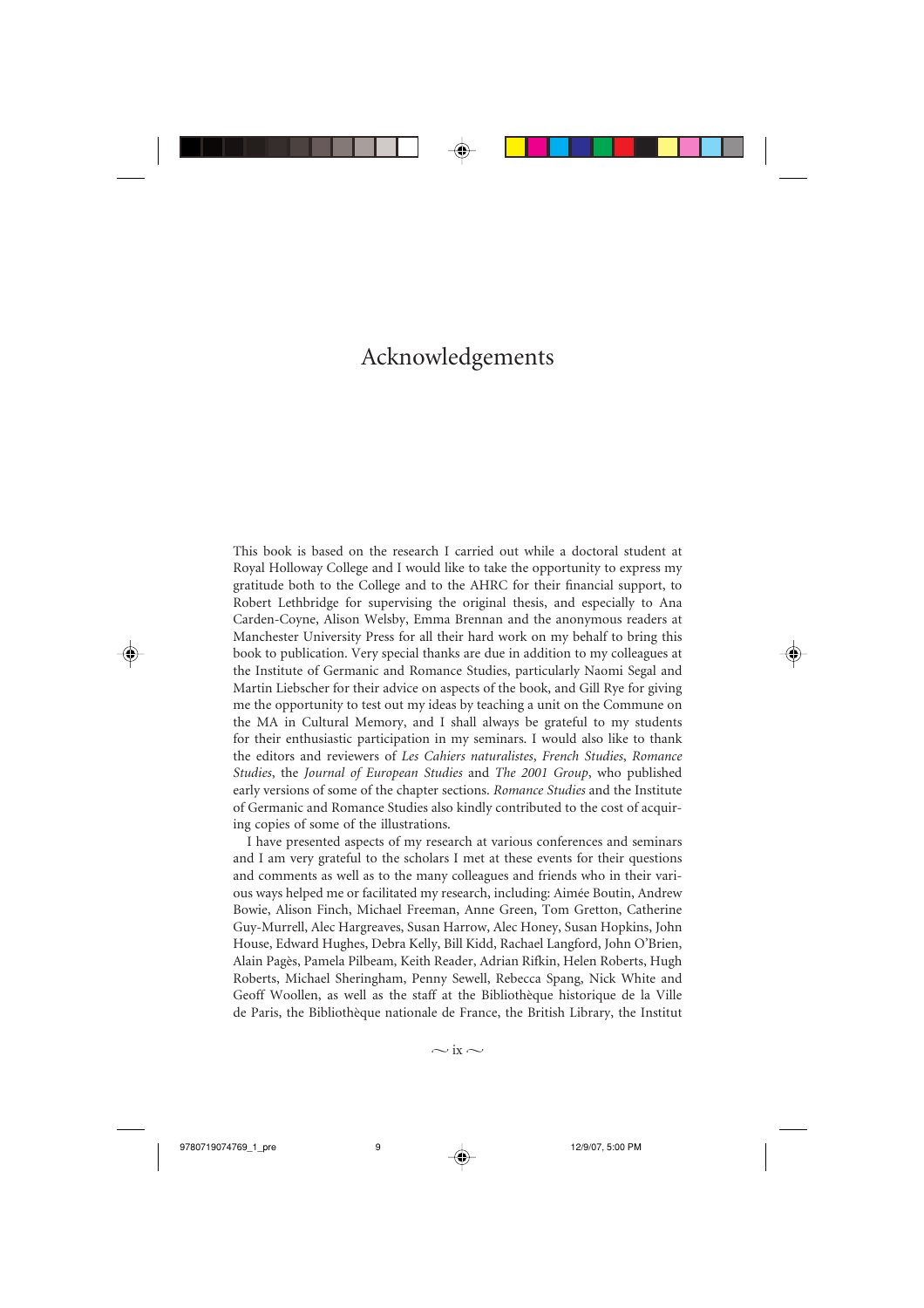# Acknowledgements

This book is based on the research I carried out while a doctoral student at Royal Holloway College and I would like to take the opportunity to express my gratitude both to the College and to the AHRC for their financial support, to Robert Lethbridge for supervising the original thesis, and especially to Ana Carden-Coyne, Alison Welsby, Emma Brennan and the anonymous readers at Manchester University Press for all their hard work on my behalf to bring this book to publication. Very special thanks are due in addition to my colleagues at the Institute of Germanic and Romance Studies, particularly Naomi Segal and Martin Liebscher for their advice on aspects of the book, and Gill Rye for giving me the opportunity to test out my ideas by teaching a unit on the Commune on the MA in Cultural Memory, and I shall always be grateful to my students for their enthusiastic participation in my seminars. I would also like to thank the editors and reviewers of *Les Cahiers naturalistes*, *French Studies*, *Romance Studies*, the *Journal of European Studies* and *The 2001 Group*, who published early versions of some of the chapter sections. *Romance Studies* and the Institute of Germanic and Romance Studies also kindly contributed to the cost of acquiring copies of some of the illustrations.

I have presented aspects of my research at various conferences and seminars and I am very grateful to the scholars I met at these events for their questions and comments as well as to the many colleagues and friends who in their various ways helped me or facilitated my research, including: Aimée Boutin, Andrew Bowie, Alison Finch, Michael Freeman, Anne Green, Tom Gretton, Catherine Guy-Murrell, Alec Hargreaves, Susan Harrow, Alec Honey, Susan Hopkins, John House, Edward Hughes, Debra Kelly, Bill Kidd, Rachael Langford, John O'Brien, Alain Pagès, Pamela Pilbeam, Keith Reader, Adrian Rifkin, Helen Roberts, Hugh Roberts, Michael Sheringham, Penny Sewell, Rebecca Spang, Nick White and Geoff Woollen, as well as the staff at the Bibliothèque historique de la Ville de Paris, the Bibliothèque nationale de France, the British Library, the Institut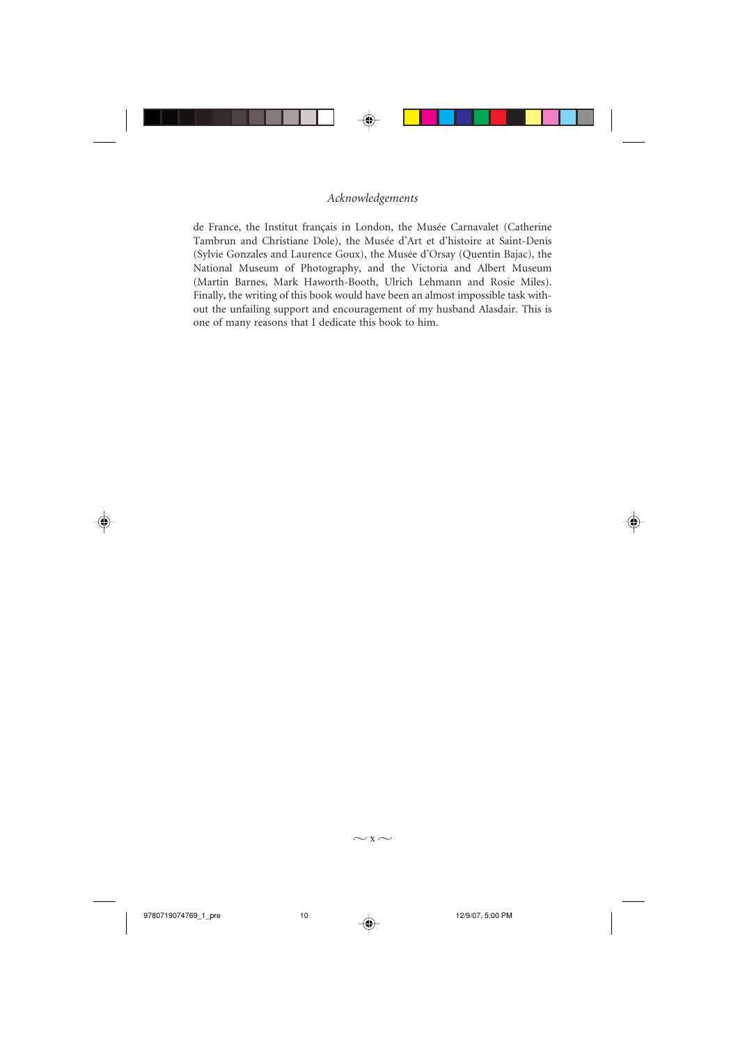de France, the Institut français in London, the Musée Carnavalet (Catherine Tambrun and Christiane Dole), the Musée d'Art et d'histoire at Saint-Denis (Sylvie Gonzales and Laurence Goux), the Musée d'Orsay (Quentin Bajac), the National Museum of Photography, and the Victoria and Albert Museum (Martin Barnes, Mark Haworth-Booth, Ulrich Lehmann and Rosie Miles). Finally, the writing of this book would have been an almost impossible task without the unfailing support and encouragement of my husband Alasdair. This is one of many reasons that I dedicate this book to him.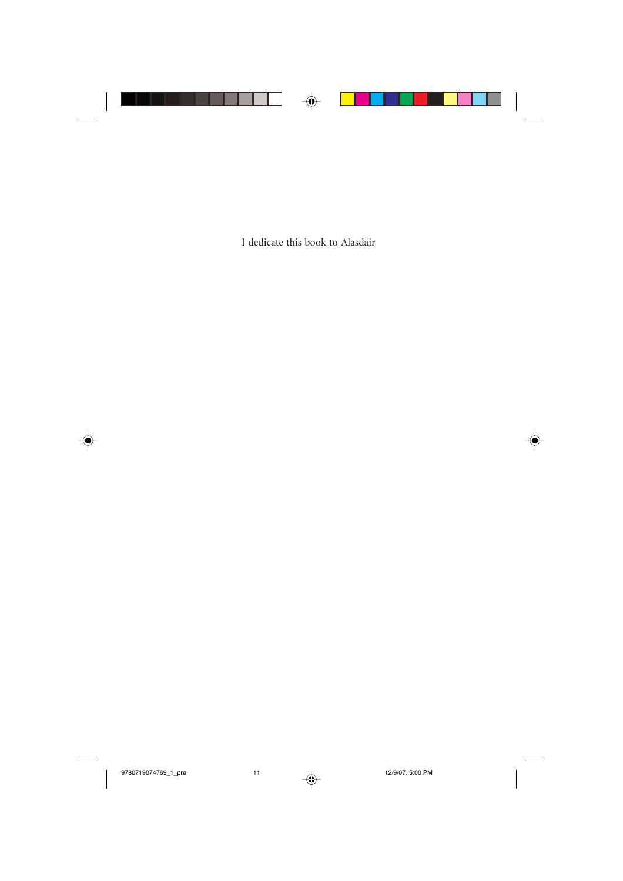I dedicate this book to Alasdair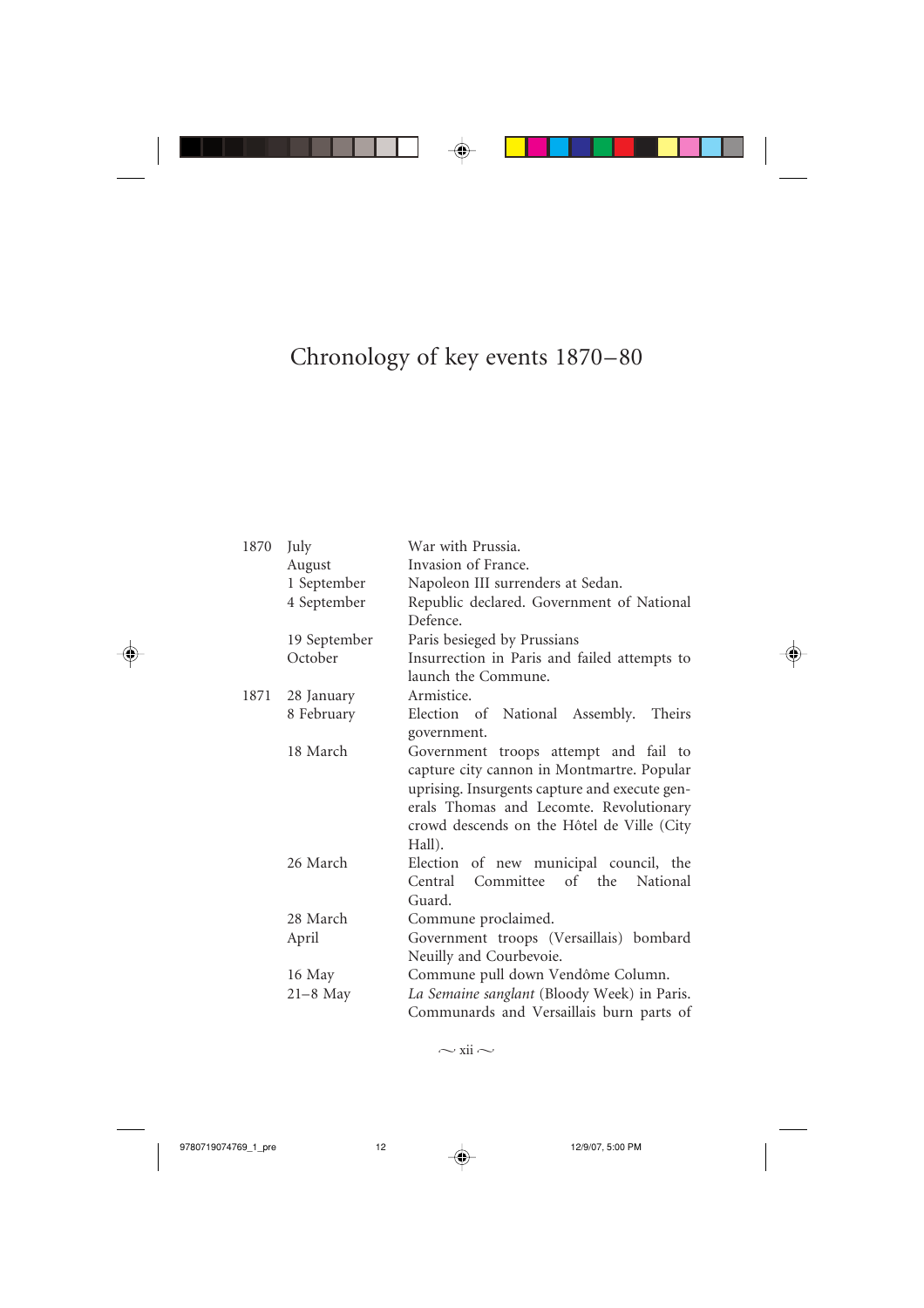# Chronology of key events 1870–80

| | | |
|---|---|---|
| 1870 | July | War with Prussia. |
| | August | Invasion of France. |
| | 1 September | Napoleon III surrenders at Sedan. |
| | 4 September | Republic declared. Government of National Defence. |
| | 19 September | Paris besieged by Prussians |
| | October | Insurrection in Paris and failed attempts to launch the Commune. |
| 1871 | 28 January | Armistice. |
| | 8 February | Election of National Assembly. Theirs government. |
| | 18 March | Government troops attempt and fail to capture city cannon in Montmartre. Popular uprising. Insurgents capture and execute generals Thomas and Lecomte. Revolutionary crowd descends on the Hôtel de Ville (City Hall). |
| | 26 March | Election of new municipal council, the Central Committee of the National Guard. |
| | 28 March | Commune proclaimed. |
| | April | Government troops (Versaillais) bombard Neuilly and Courbevoie. |
| | 16 May | Commune pull down Vendôme Column. |
| | 21–8 May | *La Semaine sanglant* (Bloody Week) in Paris. Communards and Versaillais burn parts of |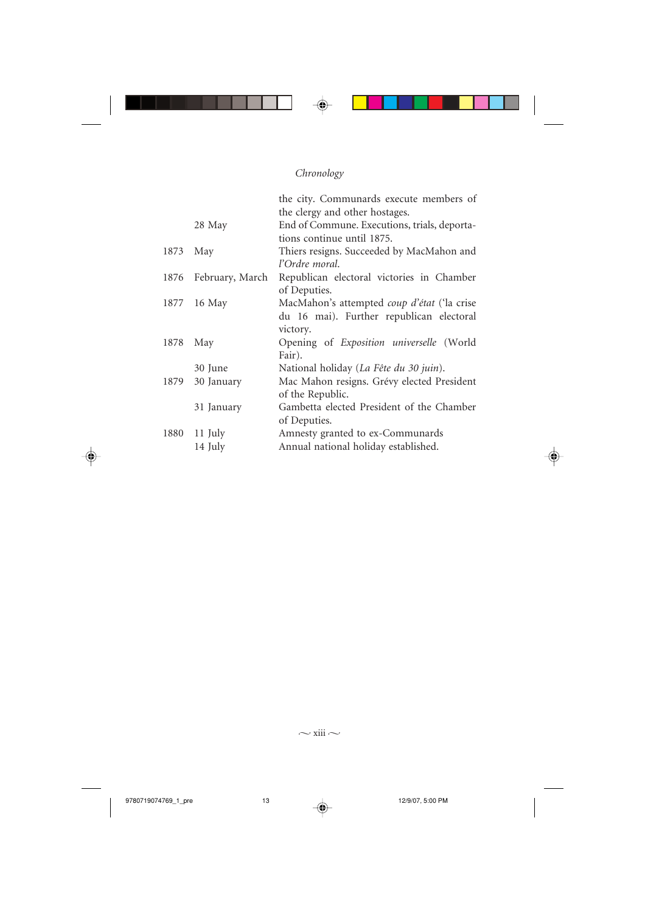| | | |
|---|---|---|
| | | the city. Communards execute members of the clergy and other hostages. |
| | 28 May | End of Commune. Executions, trials, deportations continue until 1875. |
| 1873 | May | Thiers resigns. Succeeded by MacMahon and *l'Ordre moral*. |
| 1876 | February, March | Republican electoral victories in Chamber of Deputies. |
| 1877 | 16 May | MacMahon's attempted *coup d'état* ('la crise du 16 mai). Further republican electoral victory. |
| 1878 | May | Opening of *Exposition universelle* (World Fair). |
| | 30 June | National holiday (*La Fête du 30 juin*). |
| 1879 | 30 January | Mac Mahon resigns. Grévy elected President of the Republic. |
| | 31 January | Gambetta elected President of the Chamber of Deputies. |
| 1880 | 11 July | Amnesty granted to ex-Communards |
| | 14 July | Annual national holiday established. |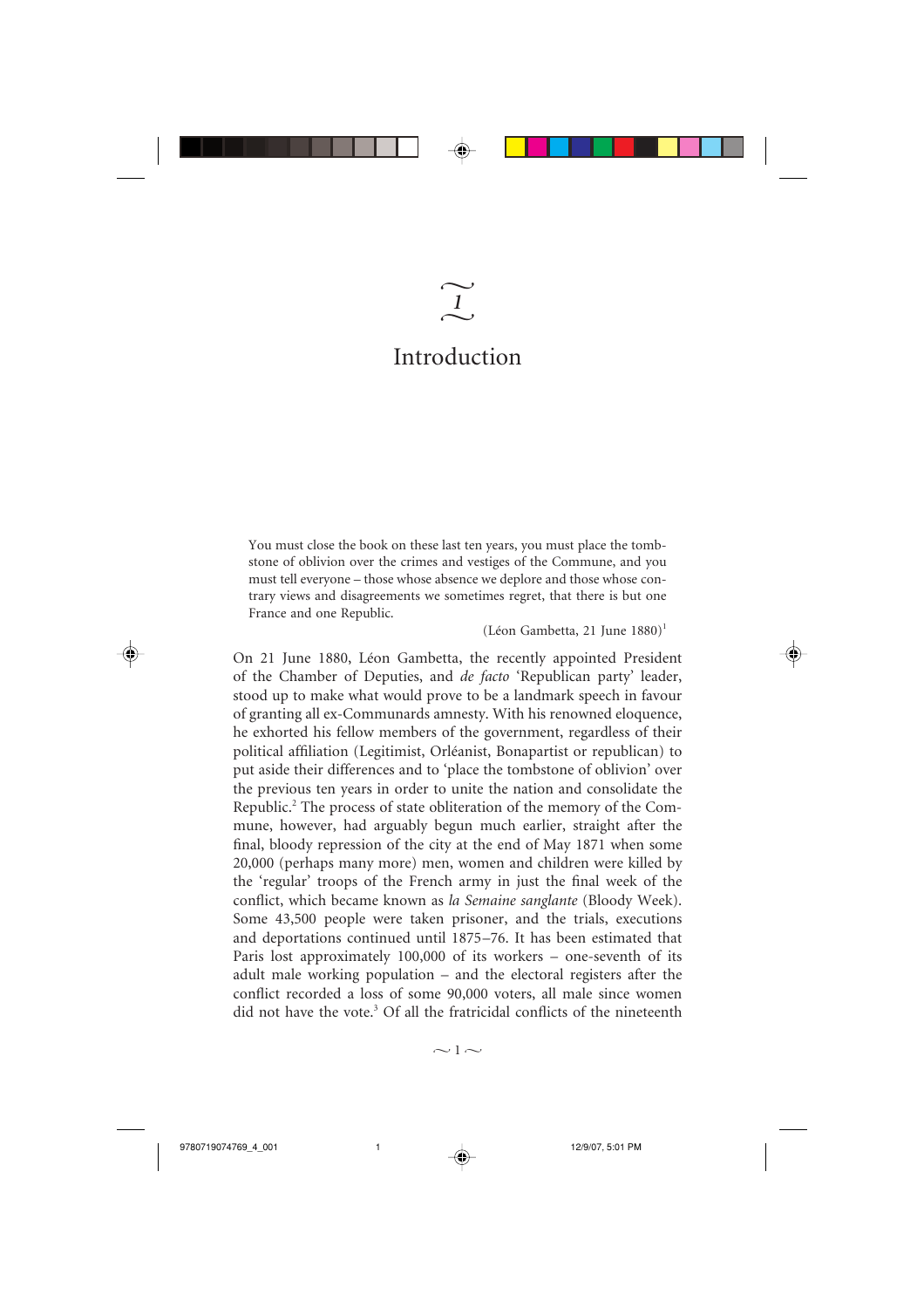# 1

# Introduction

> You must close the book on these last ten years, you must place the tombstone of oblivion over the crimes and vestiges of the Commune, and you must tell everyone – those whose absence we deplore and those whose contrary views and disagreements we sometimes regret, that there is but one France and one Republic.
>
> (Léon Gambetta, 21 June 1880)[1]

On 21 June 1880, Léon Gambetta, the recently appointed President of the Chamber of Deputies, and *de facto* 'Republican party' leader, stood up to make what would prove to be a landmark speech in favour of granting all ex-Communards amnesty. With his renowned eloquence, he exhorted his fellow members of the government, regardless of their political affiliation (Legitimist, Orléanist, Bonapartist or republican) to put aside their differences and to 'place the tombstone of oblivion' over the previous ten years in order to unite the nation and consolidate the Republic.[2] The process of state obliteration of the memory of the Commune, however, had arguably begun much earlier, straight after the final, bloody repression of the city at the end of May 1871 when some 20,000 (perhaps many more) men, women and children were killed by the 'regular' troops of the French army in just the final week of the conflict, which became known as *la Semaine sanglante* (Bloody Week). Some 43,500 people were taken prisoner, and the trials, executions and deportations continued until 1875–76. It has been estimated that Paris lost approximately 100,000 of its workers – one-seventh of its adult male working population – and the electoral registers after the conflict recorded a loss of some 90,000 voters, all male since women did not have the vote.[3] Of all the fratricidal conflicts of the nineteenth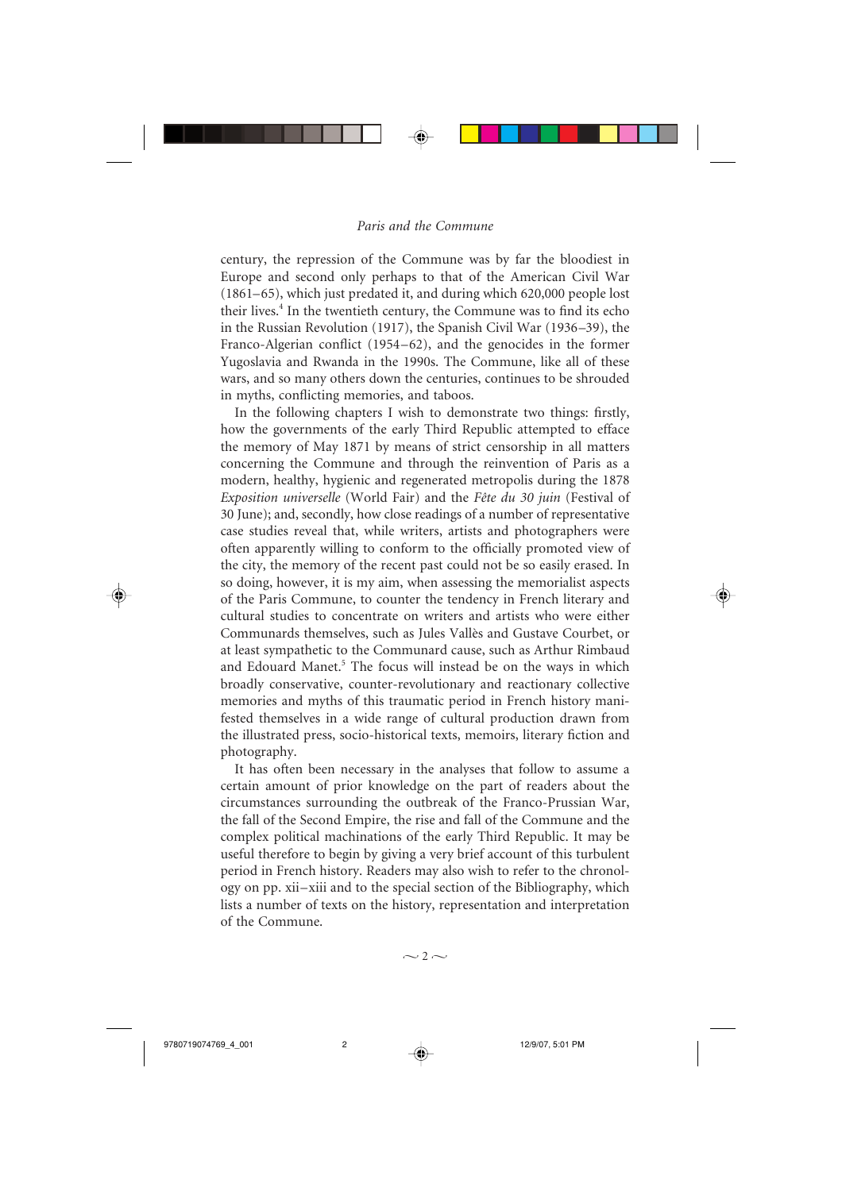century, the repression of the Commune was by far the bloodiest in Europe and second only perhaps to that of the American Civil War (1861–65), which just predated it, and during which 620,000 people lost their lives.[4] In the twentieth century, the Commune was to find its echo in the Russian Revolution (1917), the Spanish Civil War (1936–39), the Franco-Algerian conflict (1954–62), and the genocides in the former Yugoslavia and Rwanda in the 1990s. The Commune, like all of these wars, and so many others down the centuries, continues to be shrouded in myths, conflicting memories, and taboos.

In the following chapters I wish to demonstrate two things: firstly, how the governments of the early Third Republic attempted to efface the memory of May 1871 by means of strict censorship in all matters concerning the Commune and through the reinvention of Paris as a modern, healthy, hygienic and regenerated metropolis during the 1878 *Exposition universelle* (World Fair) and the *Fête du 30 juin* (Festival of 30 June); and, secondly, how close readings of a number of representative case studies reveal that, while writers, artists and photographers were often apparently willing to conform to the officially promoted view of the city, the memory of the recent past could not be so easily erased. In so doing, however, it is my aim, when assessing the memorialist aspects of the Paris Commune, to counter the tendency in French literary and cultural studies to concentrate on writers and artists who were either Communards themselves, such as Jules Vallès and Gustave Courbet, or at least sympathetic to the Communard cause, such as Arthur Rimbaud and Edouard Manet.[5] The focus will instead be on the ways in which broadly conservative, counter-revolutionary and reactionary collective memories and myths of this traumatic period in French history manifested themselves in a wide range of cultural production drawn from the illustrated press, socio-historical texts, memoirs, literary fiction and photography.

It has often been necessary in the analyses that follow to assume a certain amount of prior knowledge on the part of readers about the circumstances surrounding the outbreak of the Franco-Prussian War, the fall of the Second Empire, the rise and fall of the Commune and the complex political machinations of the early Third Republic. It may be useful therefore to begin by giving a very brief account of this turbulent period in French history. Readers may also wish to refer to the chronology on pp. xii–xiii and to the special section of the Bibliography, which lists a number of texts on the history, representation and interpretation of the Commune.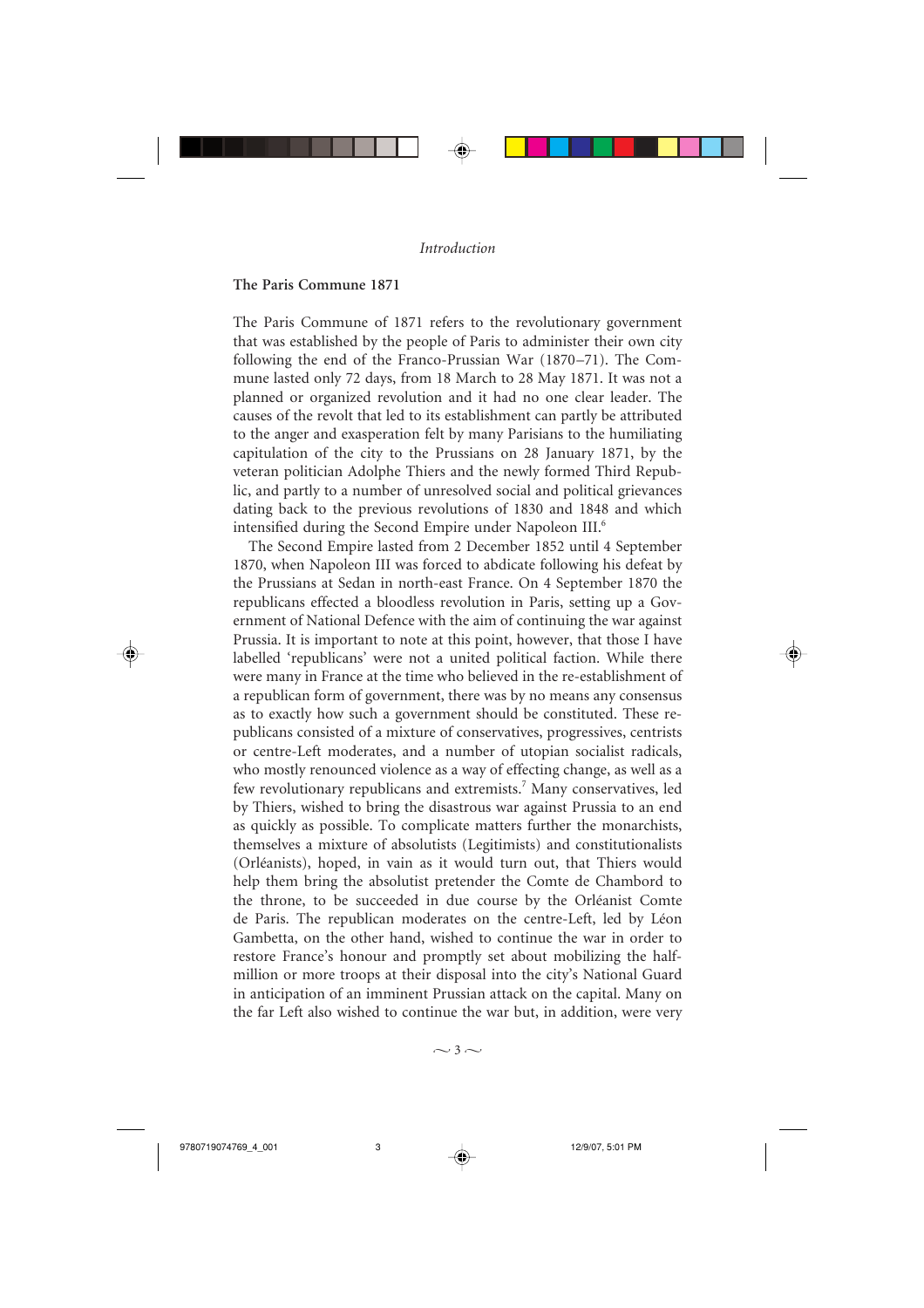## The Paris Commune 1871

The Paris Commune of 1871 refers to the revolutionary government that was established by the people of Paris to administer their own city following the end of the Franco-Prussian War (1870–71). The Commune lasted only 72 days, from 18 March to 28 May 1871. It was not a planned or organized revolution and it had no one clear leader. The causes of the revolt that led to its establishment can partly be attributed to the anger and exasperation felt by many Parisians to the humiliating capitulation of the city to the Prussians on 28 January 1871, by the veteran politician Adolphe Thiers and the newly formed Third Republic, and partly to a number of unresolved social and political grievances dating back to the previous revolutions of 1830 and 1848 and which intensified during the Second Empire under Napoleon III.[6]

The Second Empire lasted from 2 December 1852 until 4 September 1870, when Napoleon III was forced to abdicate following his defeat by the Prussians at Sedan in north-east France. On 4 September 1870 the republicans effected a bloodless revolution in Paris, setting up a Government of National Defence with the aim of continuing the war against Prussia. It is important to note at this point, however, that those I have labelled 'republicans' were not a united political faction. While there were many in France at the time who believed in the re-establishment of a republican form of government, there was by no means any consensus as to exactly how such a government should be constituted. These republicans consisted of a mixture of conservatives, progressives, centrists or centre-Left moderates, and a number of utopian socialist radicals, who mostly renounced violence as a way of effecting change, as well as a few revolutionary republicans and extremists.[7] Many conservatives, led by Thiers, wished to bring the disastrous war against Prussia to an end as quickly as possible. To complicate matters further the monarchists, themselves a mixture of absolutists (Legitimists) and constitutionalists (Orléanists), hoped, in vain as it would turn out, that Thiers would help them bring the absolutist pretender the Comte de Chambord to the throne, to be succeeded in due course by the Orléanist Comte de Paris. The republican moderates on the centre-Left, led by Léon Gambetta, on the other hand, wished to continue the war in order to restore France's honour and promptly set about mobilizing the half-million or more troops at their disposal into the city's National Guard in anticipation of an imminent Prussian attack on the capital. Many on the far Left also wished to continue the war but, in addition, were very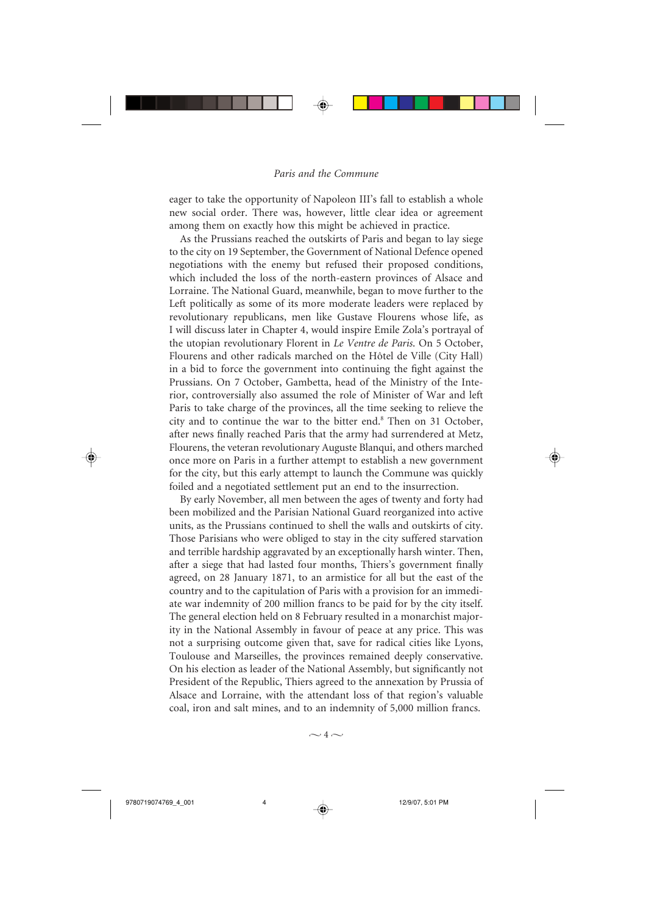eager to take the opportunity of Napoleon III's fall to establish a whole new social order. There was, however, little clear idea or agreement among them on exactly how this might be achieved in practice.

As the Prussians reached the outskirts of Paris and began to lay siege to the city on 19 September, the Government of National Defence opened negotiations with the enemy but refused their proposed conditions, which included the loss of the north-eastern provinces of Alsace and Lorraine. The National Guard, meanwhile, began to move further to the Left politically as some of its more moderate leaders were replaced by revolutionary republicans, men like Gustave Flourens whose life, as I will discuss later in Chapter 4, would inspire Emile Zola's portrayal of the utopian revolutionary Florent in *Le Ventre de Paris*. On 5 October, Flourens and other radicals marched on the Hôtel de Ville (City Hall) in a bid to force the government into continuing the fight against the Prussians. On 7 October, Gambetta, head of the Ministry of the Interior, controversially also assumed the role of Minister of War and left Paris to take charge of the provinces, all the time seeking to relieve the city and to continue the war to the bitter end.[8] Then on 31 October, after news finally reached Paris that the army had surrendered at Metz, Flourens, the veteran revolutionary Auguste Blanqui, and others marched once more on Paris in a further attempt to establish a new government for the city, but this early attempt to launch the Commune was quickly foiled and a negotiated settlement put an end to the insurrection.

By early November, all men between the ages of twenty and forty had been mobilized and the Parisian National Guard reorganized into active units, as the Prussians continued to shell the walls and outskirts of city. Those Parisians who were obliged to stay in the city suffered starvation and terrible hardship aggravated by an exceptionally harsh winter. Then, after a siege that had lasted four months, Thiers's government finally agreed, on 28 January 1871, to an armistice for all but the east of the country and to the capitulation of Paris with a provision for an immediate war indemnity of 200 million francs to be paid for by the city itself. The general election held on 8 February resulted in a monarchist majority in the National Assembly in favour of peace at any price. This was not a surprising outcome given that, save for radical cities like Lyons, Toulouse and Marseilles, the provinces remained deeply conservative. On his election as leader of the National Assembly, but significantly not President of the Republic, Thiers agreed to the annexation by Prussia of Alsace and Lorraine, with the attendant loss of that region's valuable coal, iron and salt mines, and to an indemnity of 5,000 million francs.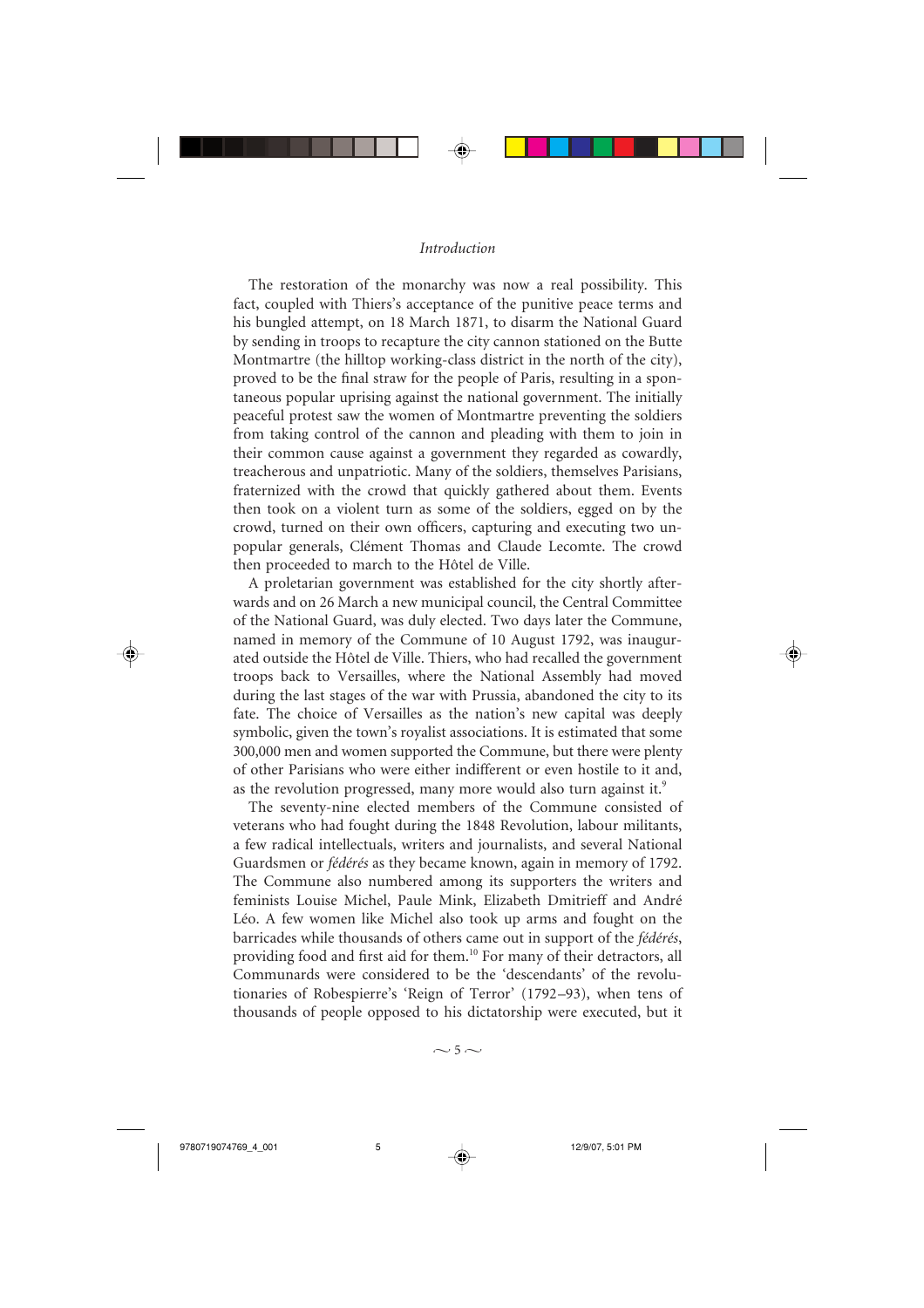The restoration of the monarchy was now a real possibility. This fact, coupled with Thiers's acceptance of the punitive peace terms and his bungled attempt, on 18 March 1871, to disarm the National Guard by sending in troops to recapture the city cannon stationed on the Butte Montmartre (the hilltop working-class district in the north of the city), proved to be the final straw for the people of Paris, resulting in a spontaneous popular uprising against the national government. The initially peaceful protest saw the women of Montmartre preventing the soldiers from taking control of the cannon and pleading with them to join in their common cause against a government they regarded as cowardly, treacherous and unpatriotic. Many of the soldiers, themselves Parisians, fraternized with the crowd that quickly gathered about them. Events then took on a violent turn as some of the soldiers, egged on by the crowd, turned on their own officers, capturing and executing two unpopular generals, Clément Thomas and Claude Lecomte. The crowd then proceeded to march to the Hôtel de Ville.

A proletarian government was established for the city shortly afterwards and on 26 March a new municipal council, the Central Committee of the National Guard, was duly elected. Two days later the Commune, named in memory of the Commune of 10 August 1792, was inaugurated outside the Hôtel de Ville. Thiers, who had recalled the government troops back to Versailles, where the National Assembly had moved during the last stages of the war with Prussia, abandoned the city to its fate. The choice of Versailles as the nation's new capital was deeply symbolic, given the town's royalist associations. It is estimated that some 300,000 men and women supported the Commune, but there were plenty of other Parisians who were either indifferent or even hostile to it and, as the revolution progressed, many more would also turn against it.[9]

The seventy-nine elected members of the Commune consisted of veterans who had fought during the 1848 Revolution, labour militants, a few radical intellectuals, writers and journalists, and several National Guardsmen or *fédérés* as they became known, again in memory of 1792. The Commune also numbered among its supporters the writers and feminists Louise Michel, Paule Mink, Elizabeth Dmitrieff and André Léo. A few women like Michel also took up arms and fought on the barricades while thousands of others came out in support of the *fédérés*, providing food and first aid for them.[10] For many of their detractors, all Communards were considered to be the 'descendants' of the revolutionaries of Robespierre's 'Reign of Terror' (1792–93), when tens of thousands of people opposed to his dictatorship were executed, but it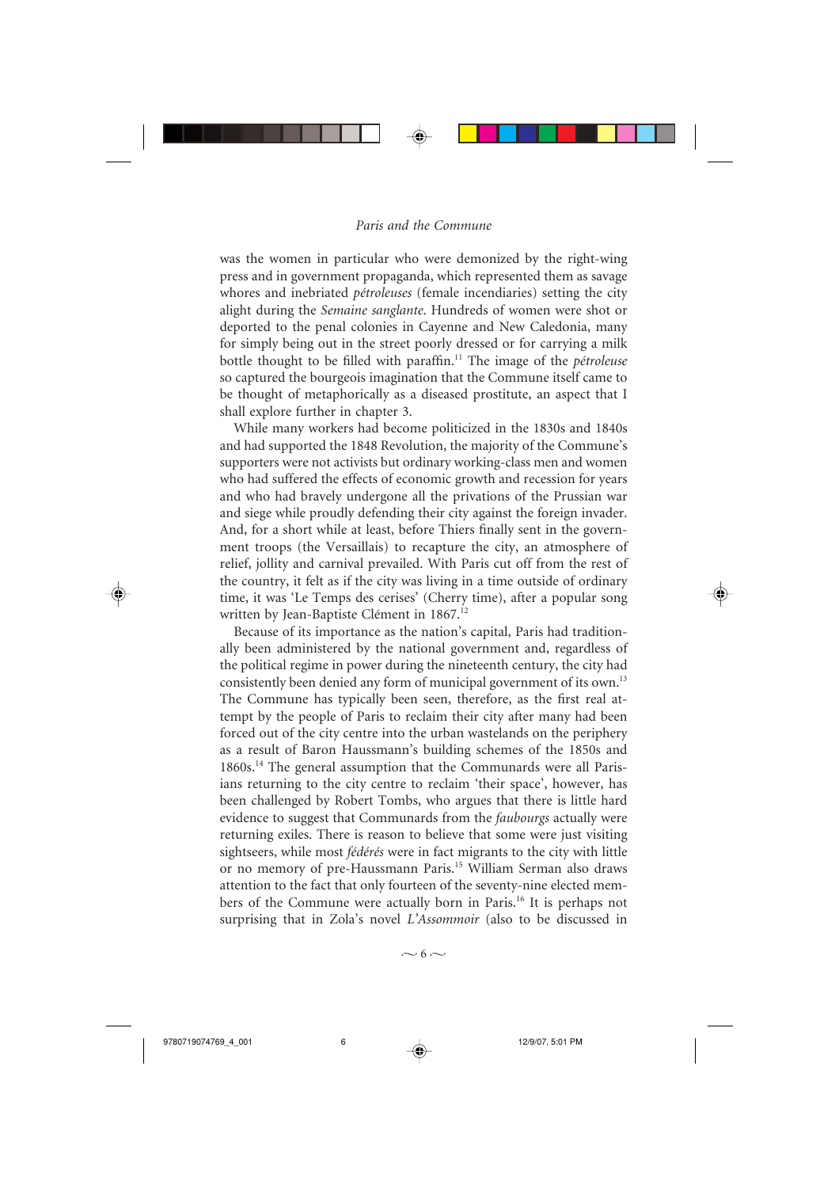was the women in particular who were demonized by the right-wing press and in government propaganda, which represented them as savage whores and inebriated *pétroleuses* (female incendiaries) setting the city alight during the *Semaine sanglante*. Hundreds of women were shot or deported to the penal colonies in Cayenne and New Caledonia, many for simply being out in the street poorly dressed or for carrying a milk bottle thought to be filled with paraffin.[11] The image of the *pétroleuse* so captured the bourgeois imagination that the Commune itself came to be thought of metaphorically as a diseased prostitute, an aspect that I shall explore further in chapter 3.

While many workers had become politicized in the 1830s and 1840s and had supported the 1848 Revolution, the majority of the Commune's supporters were not activists but ordinary working-class men and women who had suffered the effects of economic growth and recession for years and who had bravely undergone all the privations of the Prussian war and siege while proudly defending their city against the foreign invader. And, for a short while at least, before Thiers finally sent in the government troops (the Versaillais) to recapture the city, an atmosphere of relief, jollity and carnival prevailed. With Paris cut off from the rest of the country, it felt as if the city was living in a time outside of ordinary time, it was 'Le Temps des cerises' (Cherry time), after a popular song written by Jean-Baptiste Clément in 1867.[12]

Because of its importance as the nation's capital, Paris had traditionally been administered by the national government and, regardless of the political regime in power during the nineteenth century, the city had consistently been denied any form of municipal government of its own.[13] The Commune has typically been seen, therefore, as the first real attempt by the people of Paris to reclaim their city after many had been forced out of the city centre into the urban wastelands on the periphery as a result of Baron Haussmann's building schemes of the 1850s and 1860s.[14] The general assumption that the Communards were all Parisians returning to the city centre to reclaim 'their space', however, has been challenged by Robert Tombs, who argues that there is little hard evidence to suggest that Communards from the *faubourgs* actually were returning exiles. There is reason to believe that some were just visiting sightseers, while most *fédérés* were in fact migrants to the city with little or no memory of pre-Haussmann Paris.[15] William Serman also draws attention to the fact that only fourteen of the seventy-nine elected members of the Commune were actually born in Paris.[16] It is perhaps not surprising that in Zola's novel *L'Assommoir* (also to be discussed in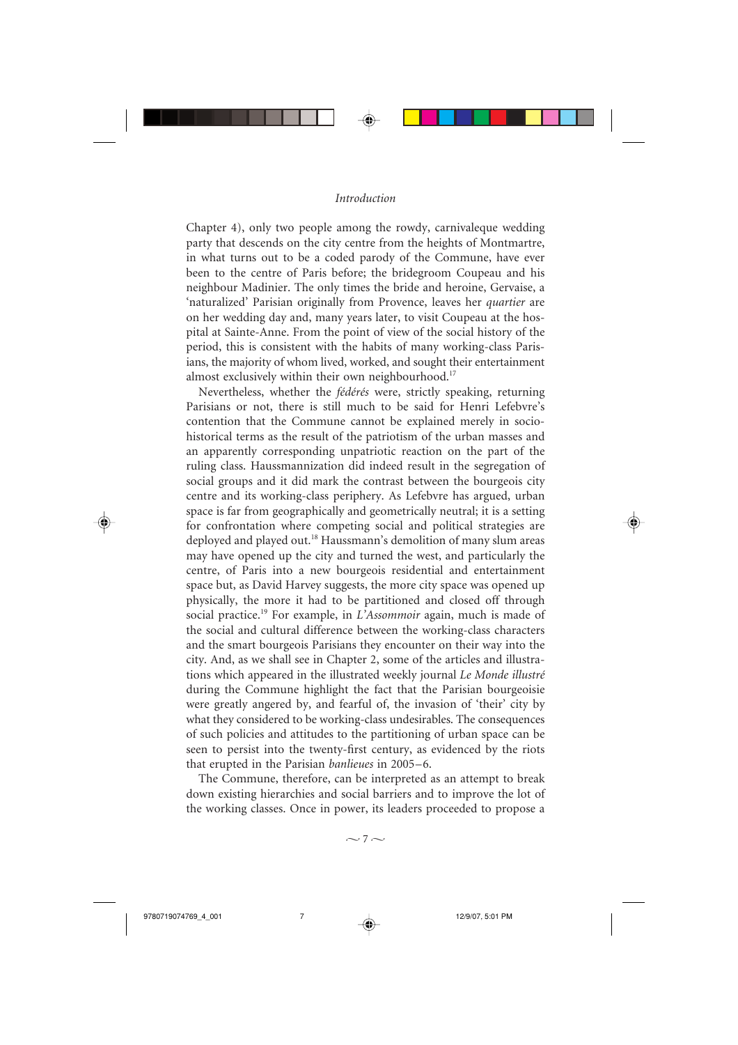Chapter 4), only two people among the rowdy, carnivaleque wedding party that descends on the city centre from the heights of Montmartre, in what turns out to be a coded parody of the Commune, have ever been to the centre of Paris before; the bridegroom Coupeau and his neighbour Madinier. The only times the bride and heroine, Gervaise, a 'naturalized' Parisian originally from Provence, leaves her *quartier* are on her wedding day and, many years later, to visit Coupeau at the hospital at Sainte-Anne. From the point of view of the social history of the period, this is consistent with the habits of many working-class Parisians, the majority of whom lived, worked, and sought their entertainment almost exclusively within their own neighbourhood.[17]

Nevertheless, whether the *fédérés* were, strictly speaking, returning Parisians or not, there is still much to be said for Henri Lefebvre's contention that the Commune cannot be explained merely in socio-historical terms as the result of the patriotism of the urban masses and an apparently corresponding unpatriotic reaction on the part of the ruling class. Haussmannization did indeed result in the segregation of social groups and it did mark the contrast between the bourgeois city centre and its working-class periphery. As Lefebvre has argued, urban space is far from geographically and geometrically neutral; it is a setting for confrontation where competing social and political strategies are deployed and played out.[18] Haussmann's demolition of many slum areas may have opened up the city and turned the west, and particularly the centre, of Paris into a new bourgeois residential and entertainment space but, as David Harvey suggests, the more city space was opened up physically, the more it had to be partitioned and closed off through social practice.[19] For example, in *L'Assommoir* again, much is made of the social and cultural difference between the working-class characters and the smart bourgeois Parisians they encounter on their way into the city. And, as we shall see in Chapter 2, some of the articles and illustrations which appeared in the illustrated weekly journal *Le Monde illustré* during the Commune highlight the fact that the Parisian bourgeoisie were greatly angered by, and fearful of, the invasion of 'their' city by what they considered to be working-class undesirables. The consequences of such policies and attitudes to the partitioning of urban space can be seen to persist into the twenty-first century, as evidenced by the riots that erupted in the Parisian *banlieues* in 2005–6.

The Commune, therefore, can be interpreted as an attempt to break down existing hierarchies and social barriers and to improve the lot of the working classes. Once in power, its leaders proceeded to propose a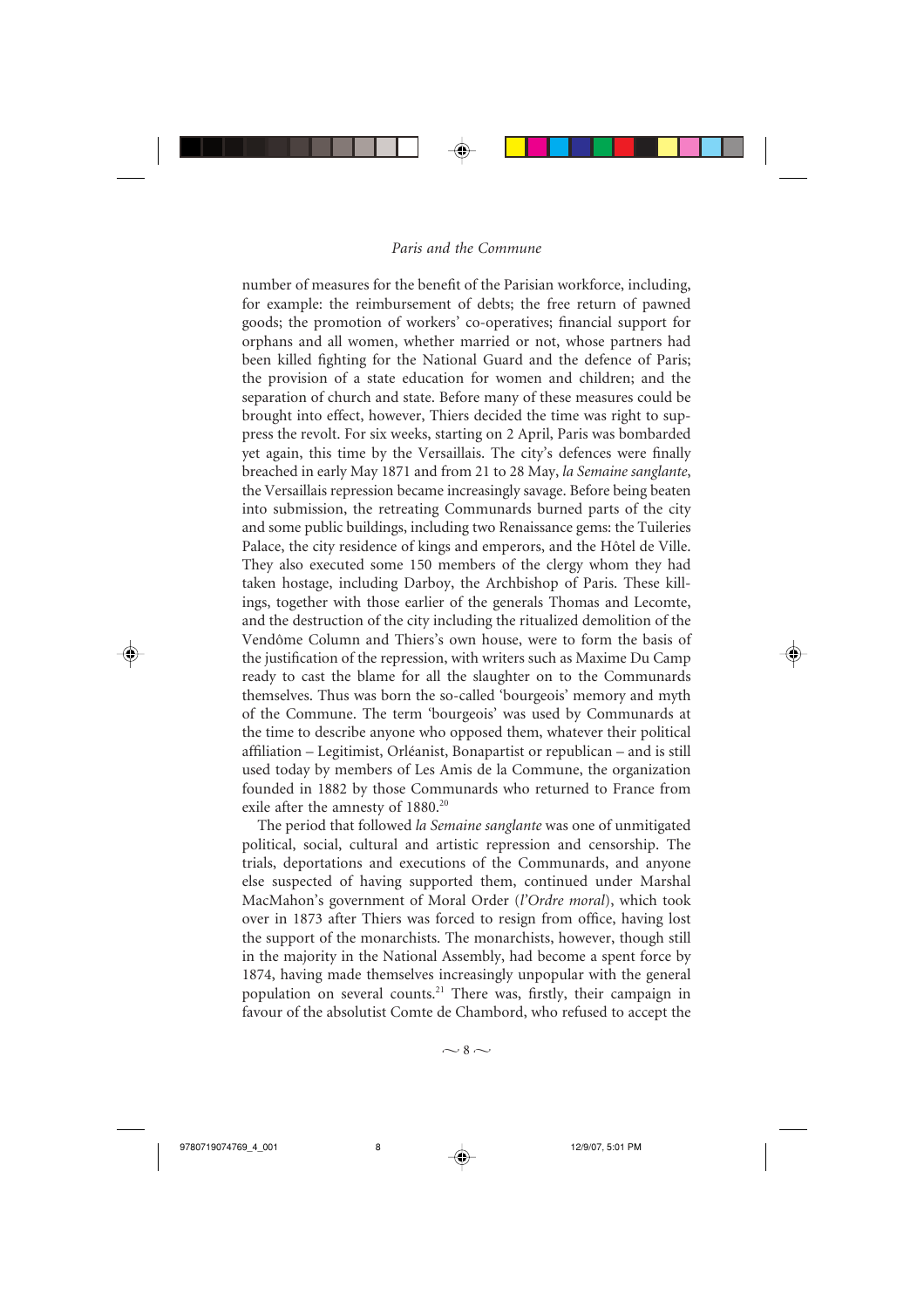number of measures for the benefit of the Parisian workforce, including, for example: the reimbursement of debts; the free return of pawned goods; the promotion of workers' co-operatives; financial support for orphans and all women, whether married or not, whose partners had been killed fighting for the National Guard and the defence of Paris; the provision of a state education for women and children; and the separation of church and state. Before many of these measures could be brought into effect, however, Thiers decided the time was right to suppress the revolt. For six weeks, starting on 2 April, Paris was bombarded yet again, this time by the Versaillais. The city's defences were finally breached in early May 1871 and from 21 to 28 May, *la Semaine sanglante*, the Versaillais repression became increasingly savage. Before being beaten into submission, the retreating Communards burned parts of the city and some public buildings, including two Renaissance gems: the Tuileries Palace, the city residence of kings and emperors, and the Hôtel de Ville. They also executed some 150 members of the clergy whom they had taken hostage, including Darboy, the Archbishop of Paris. These killings, together with those earlier of the generals Thomas and Lecomte, and the destruction of the city including the ritualized demolition of the Vendôme Column and Thiers's own house, were to form the basis of the justification of the repression, with writers such as Maxime Du Camp ready to cast the blame for all the slaughter on to the Communards themselves. Thus was born the so-called 'bourgeois' memory and myth of the Commune. The term 'bourgeois' was used by Communards at the time to describe anyone who opposed them, whatever their political affiliation – Legitimist, Orléanist, Bonapartist or republican – and is still used today by members of Les Amis de la Commune, the organization founded in 1882 by those Communards who returned to France from exile after the amnesty of 1880.[20]

The period that followed *la Semaine sanglante* was one of unmitigated political, social, cultural and artistic repression and censorship. The trials, deportations and executions of the Communards, and anyone else suspected of having supported them, continued under Marshal MacMahon's government of Moral Order (*l'Ordre moral*), which took over in 1873 after Thiers was forced to resign from office, having lost the support of the monarchists. The monarchists, however, though still in the majority in the National Assembly, had become a spent force by 1874, having made themselves increasingly unpopular with the general population on several counts.[21] There was, firstly, their campaign in favour of the absolutist Comte de Chambord, who refused to accept the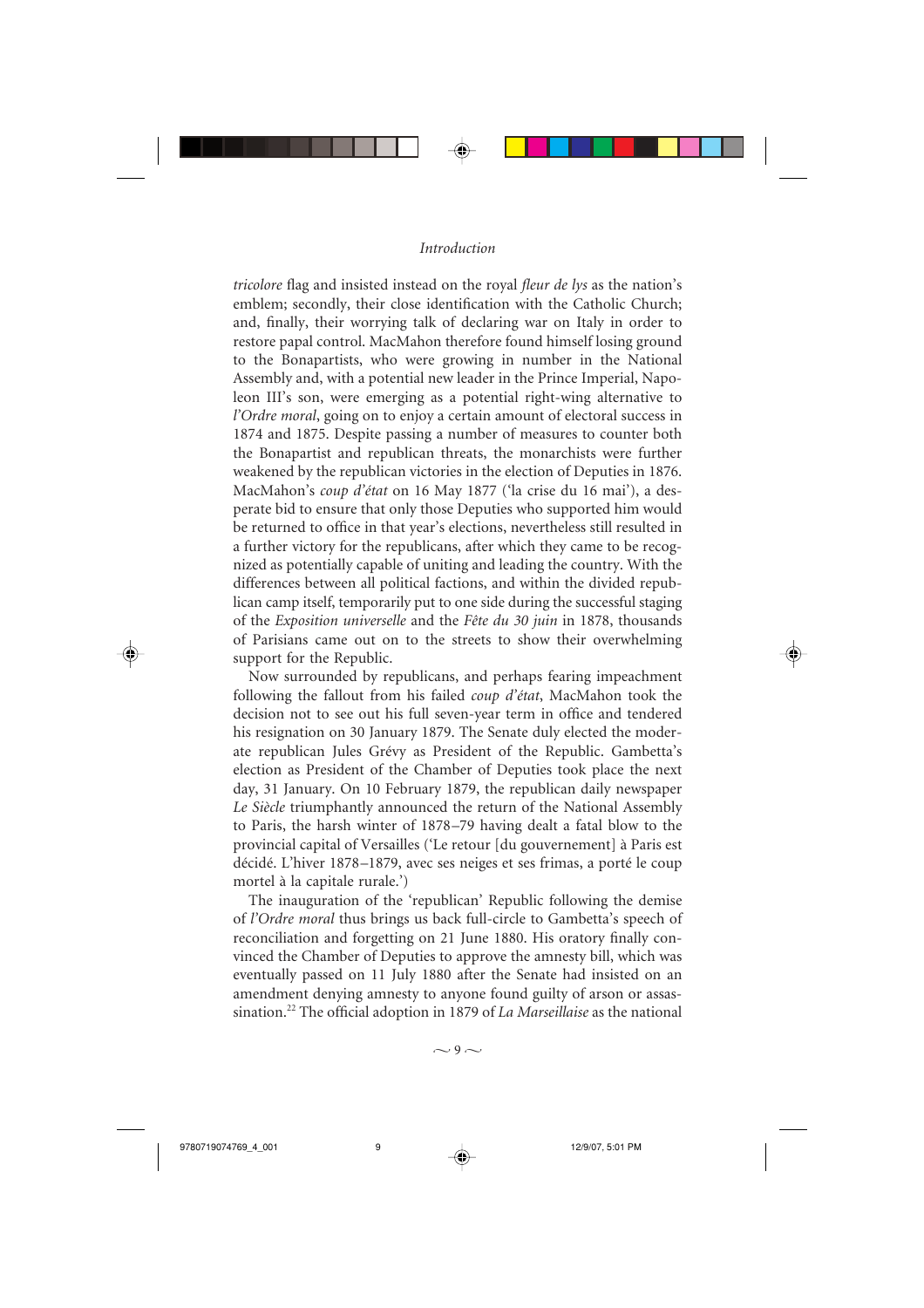*tricolore* flag and insisted instead on the royal *fleur de lys* as the nation's emblem; secondly, their close identification with the Catholic Church; and, finally, their worrying talk of declaring war on Italy in order to restore papal control. MacMahon therefore found himself losing ground to the Bonapartists, who were growing in number in the National Assembly and, with a potential new leader in the Prince Imperial, Napoleon III's son, were emerging as a potential right-wing alternative to *l'Ordre moral*, going on to enjoy a certain amount of electoral success in 1874 and 1875. Despite passing a number of measures to counter both the Bonapartist and republican threats, the monarchists were further weakened by the republican victories in the election of Deputies in 1876. MacMahon's *coup d'état* on 16 May 1877 ('la crise du 16 mai'), a desperate bid to ensure that only those Deputies who supported him would be returned to office in that year's elections, nevertheless still resulted in a further victory for the republicans, after which they came to be recognized as potentially capable of uniting and leading the country. With the differences between all political factions, and within the divided republican camp itself, temporarily put to one side during the successful staging of the *Exposition universelle* and the *Fête du 30 juin* in 1878, thousands of Parisians came out on to the streets to show their overwhelming support for the Republic.

Now surrounded by republicans, and perhaps fearing impeachment following the fallout from his failed *coup d'état*, MacMahon took the decision not to see out his full seven-year term in office and tendered his resignation on 30 January 1879. The Senate duly elected the moderate republican Jules Grévy as President of the Republic. Gambetta's election as President of the Chamber of Deputies took place the next day, 31 January. On 10 February 1879, the republican daily newspaper *Le Siècle* triumphantly announced the return of the National Assembly to Paris, the harsh winter of 1878–79 having dealt a fatal blow to the provincial capital of Versailles ('Le retour [du gouvernement] à Paris est décidé. L'hiver 1878–1879, avec ses neiges et ses frimas, a porté le coup mortel à la capitale rurale.')

The inauguration of the 'republican' Republic following the demise of *l'Ordre moral* thus brings us back full-circle to Gambetta's speech of reconciliation and forgetting on 21 June 1880. His oratory finally convinced the Chamber of Deputies to approve the amnesty bill, which was eventually passed on 11 July 1880 after the Senate had insisted on an amendment denying amnesty to anyone found guilty of arson or assassination.[22] The official adoption in 1879 of *La Marseillaise* as the national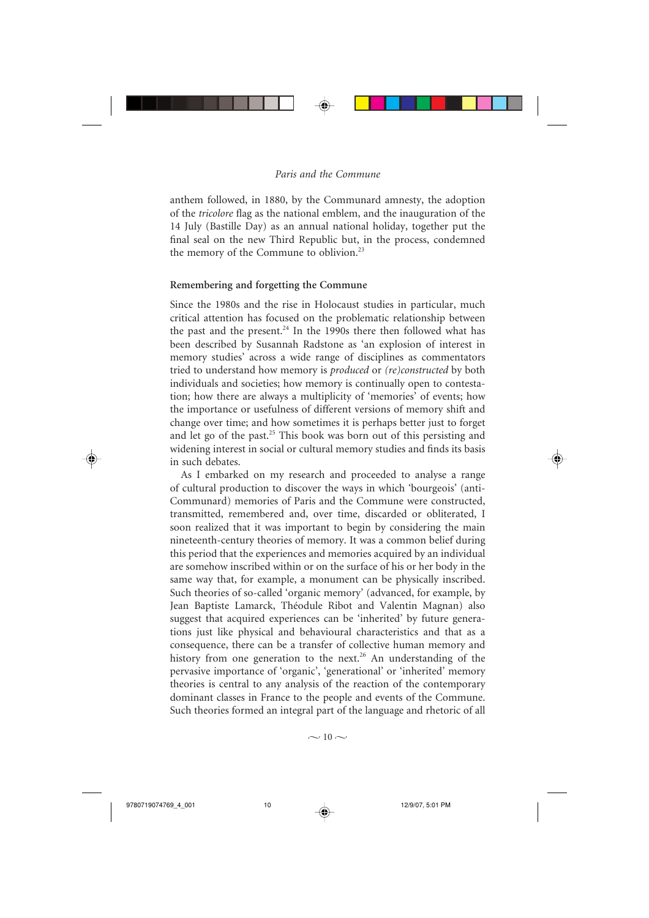anthem followed, in 1880, by the Communard amnesty, the adoption of the *tricolore* flag as the national emblem, and the inauguration of the 14 July (Bastille Day) as an annual national holiday, together put the final seal on the new Third Republic but, in the process, condemned the memory of the Commune to oblivion.[23]

### Remembering and forgetting the Commune

Since the 1980s and the rise in Holocaust studies in particular, much critical attention has focused on the problematic relationship between the past and the present.[24] In the 1990s there then followed what has been described by Susannah Radstone as 'an explosion of interest in memory studies' across a wide range of disciplines as commentators tried to understand how memory is *produced* or *(re)constructed* by both individuals and societies; how memory is continually open to contestation; how there are always a multiplicity of 'memories' of events; how the importance or usefulness of different versions of memory shift and change over time; and how sometimes it is perhaps better just to forget and let go of the past.[25] This book was born out of this persisting and widening interest in social or cultural memory studies and finds its basis in such debates.

As I embarked on my research and proceeded to analyse a range of cultural production to discover the ways in which 'bourgeois' (anti-Communard) memories of Paris and the Commune were constructed, transmitted, remembered and, over time, discarded or obliterated, I soon realized that it was important to begin by considering the main nineteenth-century theories of memory. It was a common belief during this period that the experiences and memories acquired by an individual are somehow inscribed within or on the surface of his or her body in the same way that, for example, a monument can be physically inscribed. Such theories of so-called 'organic memory' (advanced, for example, by Jean Baptiste Lamarck, Théodule Ribot and Valentin Magnan) also suggest that acquired experiences can be 'inherited' by future generations just like physical and behavioural characteristics and that as a consequence, there can be a transfer of collective human memory and history from one generation to the next.[26] An understanding of the pervasive importance of 'organic', 'generational' or 'inherited' memory theories is central to any analysis of the reaction of the contemporary dominant classes in France to the people and events of the Commune. Such theories formed an integral part of the language and rhetoric of all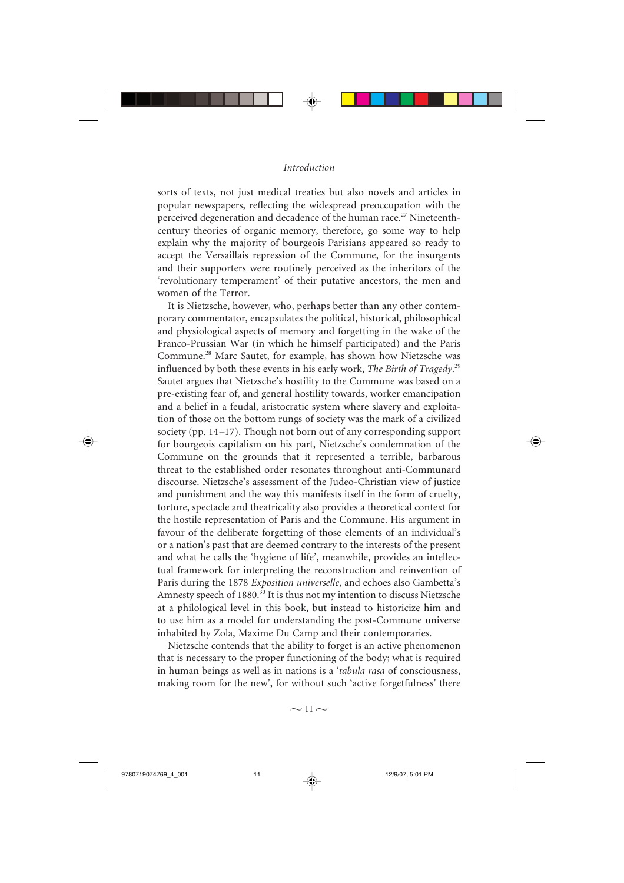sorts of texts, not just medical treaties but also novels and articles in popular newspapers, reflecting the widespread preoccupation with the perceived degeneration and decadence of the human race.[27] Nineteenth-century theories of organic memory, therefore, go some way to help explain why the majority of bourgeois Parisians appeared so ready to accept the Versaillais repression of the Commune, for the insurgents and their supporters were routinely perceived as the inheritors of the 'revolutionary temperament' of their putative ancestors, the men and women of the Terror.

It is Nietzsche, however, who, perhaps better than any other contemporary commentator, encapsulates the political, historical, philosophical and physiological aspects of memory and forgetting in the wake of the Franco-Prussian War (in which he himself participated) and the Paris Commune.[28] Marc Sautet, for example, has shown how Nietzsche was influenced by both these events in his early work, *The Birth of Tragedy*.[29] Sautet argues that Nietzsche's hostility to the Commune was based on a pre-existing fear of, and general hostility towards, worker emancipation and a belief in a feudal, aristocratic system where slavery and exploitation of those on the bottom rungs of society was the mark of a civilized society (pp. 14–17). Though not born out of any corresponding support for bourgeois capitalism on his part, Nietzsche's condemnation of the Commune on the grounds that it represented a terrible, barbarous threat to the established order resonates throughout anti-Communard discourse. Nietzsche's assessment of the Judeo-Christian view of justice and punishment and the way this manifests itself in the form of cruelty, torture, spectacle and theatricality also provides a theoretical context for the hostile representation of Paris and the Commune. His argument in favour of the deliberate forgetting of those elements of an individual's or a nation's past that are deemed contrary to the interests of the present and what he calls the 'hygiene of life', meanwhile, provides an intellectual framework for interpreting the reconstruction and reinvention of Paris during the 1878 *Exposition universelle*, and echoes also Gambetta's Amnesty speech of 1880.[30] It is thus not my intention to discuss Nietzsche at a philological level in this book, but instead to historicize him and to use him as a model for understanding the post-Commune universe inhabited by Zola, Maxime Du Camp and their contemporaries.

Nietzsche contends that the ability to forget is an active phenomenon that is necessary to the proper functioning of the body; what is required in human beings as well as in nations is a '*tabula rasa* of consciousness, making room for the new', for without such 'active forgetfulness' there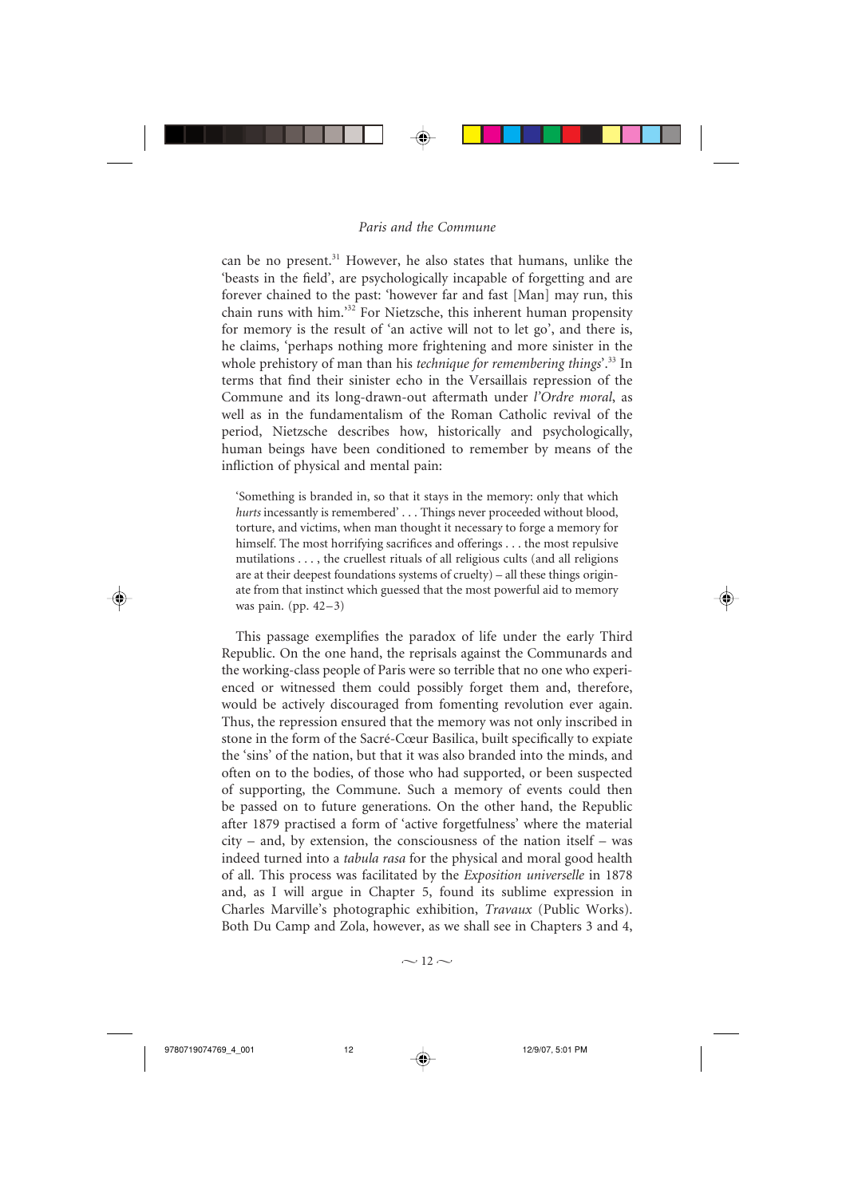can be no present.[31] However, he also states that humans, unlike the 'beasts in the field', are psychologically incapable of forgetting and are forever chained to the past: 'however far and fast [Man] may run, this chain runs with him.'[32] For Nietzsche, this inherent human propensity for memory is the result of 'an active will not to let go', and there is, he claims, 'perhaps nothing more frightening and more sinister in the whole prehistory of man than his *technique for remembering things*'.[33] In terms that find their sinister echo in the Versaillais repression of the Commune and its long-drawn-out aftermath under *l'Ordre moral*, as well as in the fundamentalism of the Roman Catholic revival of the period, Nietzsche describes how, historically and psychologically, human beings have been conditioned to remember by means of the infliction of physical and mental pain:

> 'Something is branded in, so that it stays in the memory: only that which *hurts* incessantly is remembered' . . . Things never proceeded without blood, torture, and victims, when man thought it necessary to forge a memory for himself. The most horrifying sacrifices and offerings . . . the most repulsive mutilations . . . , the cruellest rituals of all religious cults (and all religions are at their deepest foundations systems of cruelty) – all these things originate from that instinct which guessed that the most powerful aid to memory was pain. (pp. 42–3)

This passage exemplifies the paradox of life under the early Third Republic. On the one hand, the reprisals against the Communards and the working-class people of Paris were so terrible that no one who experienced or witnessed them could possibly forget them and, therefore, would be actively discouraged from fomenting revolution ever again. Thus, the repression ensured that the memory was not only inscribed in stone in the form of the Sacré-Cœur Basilica, built specifically to expiate the 'sins' of the nation, but that it was also branded into the minds, and often on to the bodies, of those who had supported, or been suspected of supporting, the Commune. Such a memory of events could then be passed on to future generations. On the other hand, the Republic after 1879 practised a form of 'active forgetfulness' where the material city – and, by extension, the consciousness of the nation itself – was indeed turned into a *tabula rasa* for the physical and moral good health of all. This process was facilitated by the *Exposition universelle* in 1878 and, as I will argue in Chapter 5, found its sublime expression in Charles Marville's photographic exhibition, *Travaux* (Public Works). Both Du Camp and Zola, however, as we shall see in Chapters 3 and 4,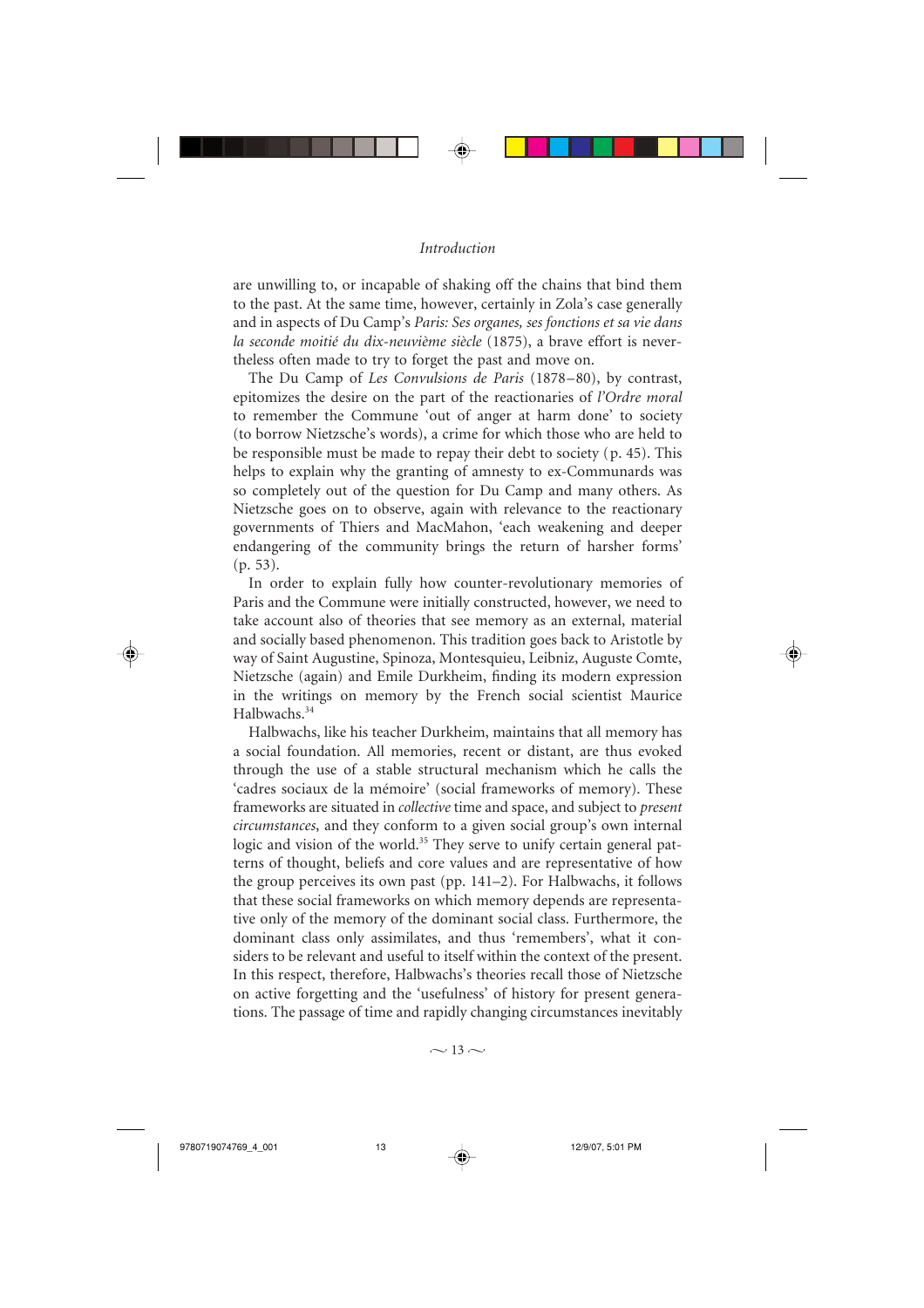are unwilling to, or incapable of shaking off the chains that bind them to the past. At the same time, however, certainly in Zola's case generally and in aspects of Du Camp's *Paris: Ses organes, ses fonctions et sa vie dans la seconde moitié du dix-neuvième siècle* (1875), a brave effort is nevertheless often made to try to forget the past and move on.

The Du Camp of *Les Convulsions de Paris* (1878–80), by contrast, epitomizes the desire on the part of the reactionaries of *l'Ordre moral* to remember the Commune 'out of anger at harm done' to society (to borrow Nietzsche's words), a crime for which those who are held to be responsible must be made to repay their debt to society (p. 45). This helps to explain why the granting of amnesty to ex-Communards was so completely out of the question for Du Camp and many others. As Nietzsche goes on to observe, again with relevance to the reactionary governments of Thiers and MacMahon, 'each weakening and deeper endangering of the community brings the return of harsher forms' (p. 53).

In order to explain fully how counter-revolutionary memories of Paris and the Commune were initially constructed, however, we need to take account also of theories that see memory as an external, material and socially based phenomenon. This tradition goes back to Aristotle by way of Saint Augustine, Spinoza, Montesquieu, Leibniz, Auguste Comte, Nietzsche (again) and Emile Durkheim, finding its modern expression in the writings on memory by the French social scientist Maurice Halbwachs.[34]

Halbwachs, like his teacher Durkheim, maintains that all memory has a social foundation. All memories, recent or distant, are thus evoked through the use of a stable structural mechanism which he calls the 'cadres sociaux de la mémoire' (social frameworks of memory). These frameworks are situated in *collective* time and space, and subject to *present circumstances*, and they conform to a given social group's own internal logic and vision of the world.[35] They serve to unify certain general patterns of thought, beliefs and core values and are representative of how the group perceives its own past (pp. 141–2). For Halbwachs, it follows that these social frameworks on which memory depends are representative only of the memory of the dominant social class. Furthermore, the dominant class only assimilates, and thus 'remembers', what it considers to be relevant and useful to itself within the context of the present. In this respect, therefore, Halbwachs's theories recall those of Nietzsche on active forgetting and the 'usefulness' of history for present generations. The passage of time and rapidly changing circumstances inevitably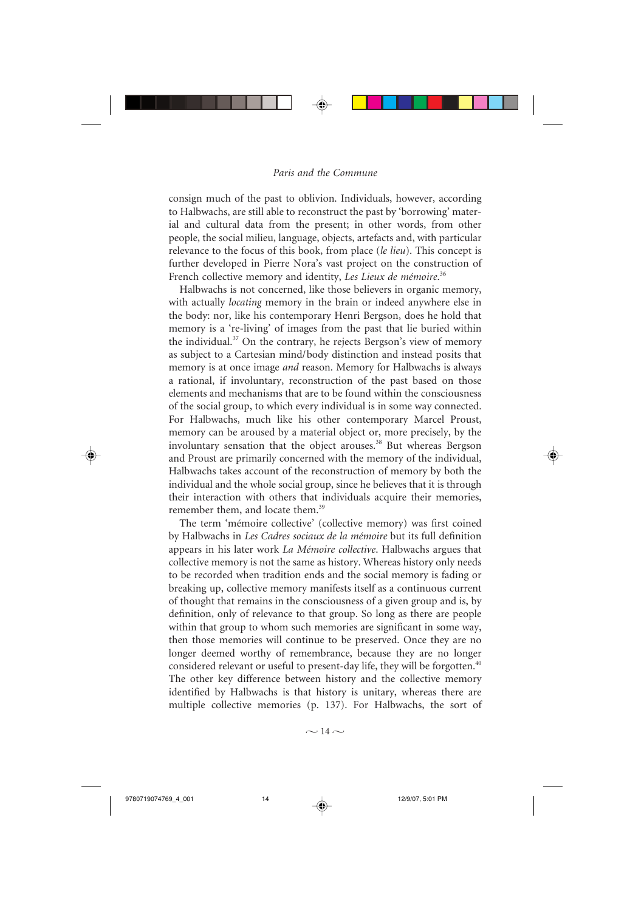consign much of the past to oblivion. Individuals, however, according to Halbwachs, are still able to reconstruct the past by 'borrowing' material and cultural data from the present; in other words, from other people, the social milieu, language, objects, artefacts and, with particular relevance to the focus of this book, from place (*le lieu*). This concept is further developed in Pierre Nora's vast project on the construction of French collective memory and identity, *Les Lieux de mémoire*.[36]

Halbwachs is not concerned, like those believers in organic memory, with actually *locating* memory in the brain or indeed anywhere else in the body: nor, like his contemporary Henri Bergson, does he hold that memory is a 're-living' of images from the past that lie buried within the individual.[37] On the contrary, he rejects Bergson's view of memory as subject to a Cartesian mind/body distinction and instead posits that memory is at once image *and* reason. Memory for Halbwachs is always a rational, if involuntary, reconstruction of the past based on those elements and mechanisms that are to be found within the consciousness of the social group, to which every individual is in some way connected. For Halbwachs, much like his other contemporary Marcel Proust, memory can be aroused by a material object or, more precisely, by the involuntary sensation that the object arouses.[38] But whereas Bergson and Proust are primarily concerned with the memory of the individual, Halbwachs takes account of the reconstruction of memory by both the individual and the whole social group, since he believes that it is through their interaction with others that individuals acquire their memories, remember them, and locate them.[39]

The term 'mémoire collective' (collective memory) was first coined by Halbwachs in *Les Cadres sociaux de la mémoire* but its full definition appears in his later work *La Mémoire collective*. Halbwachs argues that collective memory is not the same as history. Whereas history only needs to be recorded when tradition ends and the social memory is fading or breaking up, collective memory manifests itself as a continuous current of thought that remains in the consciousness of a given group and is, by definition, only of relevance to that group. So long as there are people within that group to whom such memories are significant in some way, then those memories will continue to be preserved. Once they are no longer deemed worthy of remembrance, because they are no longer considered relevant or useful to present-day life, they will be forgotten.[40] The other key difference between history and the collective memory identified by Halbwachs is that history is unitary, whereas there are multiple collective memories (p. 137). For Halbwachs, the sort of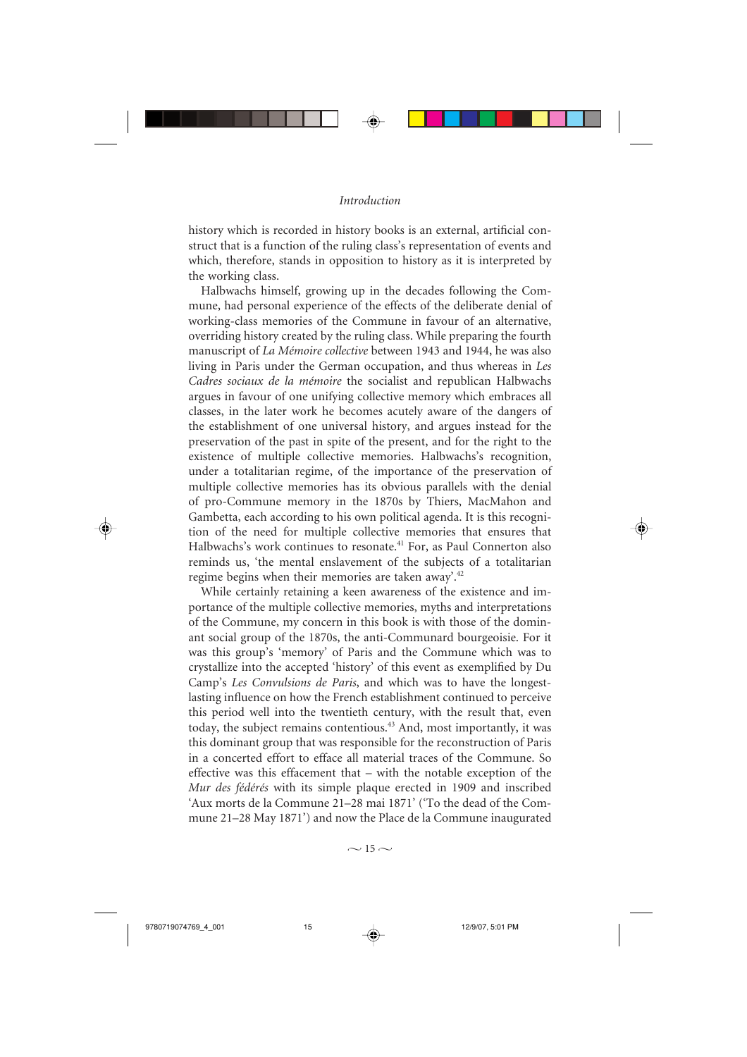history which is recorded in history books is an external, artificial construct that is a function of the ruling class's representation of events and which, therefore, stands in opposition to history as it is interpreted by the working class.

Halbwachs himself, growing up in the decades following the Commune, had personal experience of the effects of the deliberate denial of working-class memories of the Commune in favour of an alternative, overriding history created by the ruling class. While preparing the fourth manuscript of *La Mémoire collective* between 1943 and 1944, he was also living in Paris under the German occupation, and thus whereas in *Les Cadres sociaux de la mémoire* the socialist and republican Halbwachs argues in favour of one unifying collective memory which embraces all classes, in the later work he becomes acutely aware of the dangers of the establishment of one universal history, and argues instead for the preservation of the past in spite of the present, and for the right to the existence of multiple collective memories. Halbwachs's recognition, under a totalitarian regime, of the importance of the preservation of multiple collective memories has its obvious parallels with the denial of pro-Commune memory in the 1870s by Thiers, MacMahon and Gambetta, each according to his own political agenda. It is this recognition of the need for multiple collective memories that ensures that Halbwachs's work continues to resonate.[41] For, as Paul Connerton also reminds us, 'the mental enslavement of the subjects of a totalitarian regime begins when their memories are taken away'.[42]

While certainly retaining a keen awareness of the existence and importance of the multiple collective memories, myths and interpretations of the Commune, my concern in this book is with those of the dominant social group of the 1870s, the anti-Communard bourgeoisie. For it was this group's 'memory' of Paris and the Commune which was to crystallize into the accepted 'history' of this event as exemplified by Du Camp's *Les Convulsions de Paris*, and which was to have the longest-lasting influence on how the French establishment continued to perceive this period well into the twentieth century, with the result that, even today, the subject remains contentious.[43] And, most importantly, it was this dominant group that was responsible for the reconstruction of Paris in a concerted effort to efface all material traces of the Commune. So effective was this effacement that – with the notable exception of the *Mur des fédérés* with its simple plaque erected in 1909 and inscribed 'Aux morts de la Commune 21–28 mai 1871' ('To the dead of the Commune 21–28 May 1871') and now the Place de la Commune inaugurated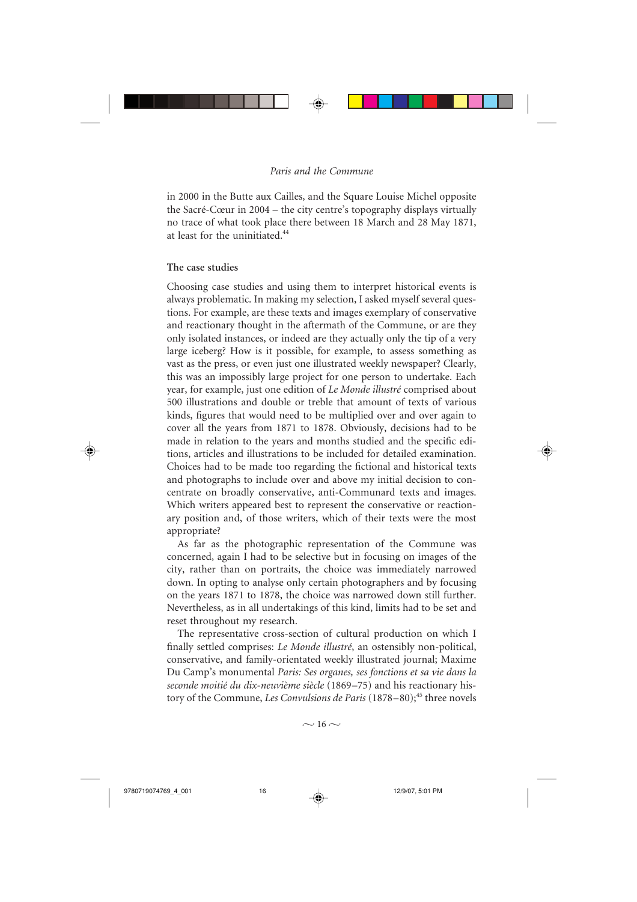in 2000 in the Butte aux Cailles, and the Square Louise Michel opposite the Sacré-Cœur in 2004 – the city centre's topography displays virtually no trace of what took place there between 18 March and 28 May 1871, at least for the uninitiated.[44]

## The case studies

Choosing case studies and using them to interpret historical events is always problematic. In making my selection, I asked myself several questions. For example, are these texts and images exemplary of conservative and reactionary thought in the aftermath of the Commune, or are they only isolated instances, or indeed are they actually only the tip of a very large iceberg? How is it possible, for example, to assess something as vast as the press, or even just one illustrated weekly newspaper? Clearly, this was an impossibly large project for one person to undertake. Each year, for example, just one edition of *Le Monde illustré* comprised about 500 illustrations and double or treble that amount of texts of various kinds, figures that would need to be multiplied over and over again to cover all the years from 1871 to 1878. Obviously, decisions had to be made in relation to the years and months studied and the specific editions, articles and illustrations to be included for detailed examination. Choices had to be made too regarding the fictional and historical texts and photographs to include over and above my initial decision to concentrate on broadly conservative, anti-Communard texts and images. Which writers appeared best to represent the conservative or reactionary position and, of those writers, which of their texts were the most appropriate?

As far as the photographic representation of the Commune was concerned, again I had to be selective but in focusing on images of the city, rather than on portraits, the choice was immediately narrowed down. In opting to analyse only certain photographers and by focusing on the years 1871 to 1878, the choice was narrowed down still further. Nevertheless, as in all undertakings of this kind, limits had to be set and reset throughout my research.

The representative cross-section of cultural production on which I finally settled comprises: *Le Monde illustré*, an ostensibly non-political, conservative, and family-orientated weekly illustrated journal; Maxime Du Camp's monumental *Paris: Ses organes, ses fonctions et sa vie dans la seconde moitié du dix-neuvième siècle* (1869–75) and his reactionary history of the Commune, *Les Convulsions de Paris* (1878–80);[45] three novels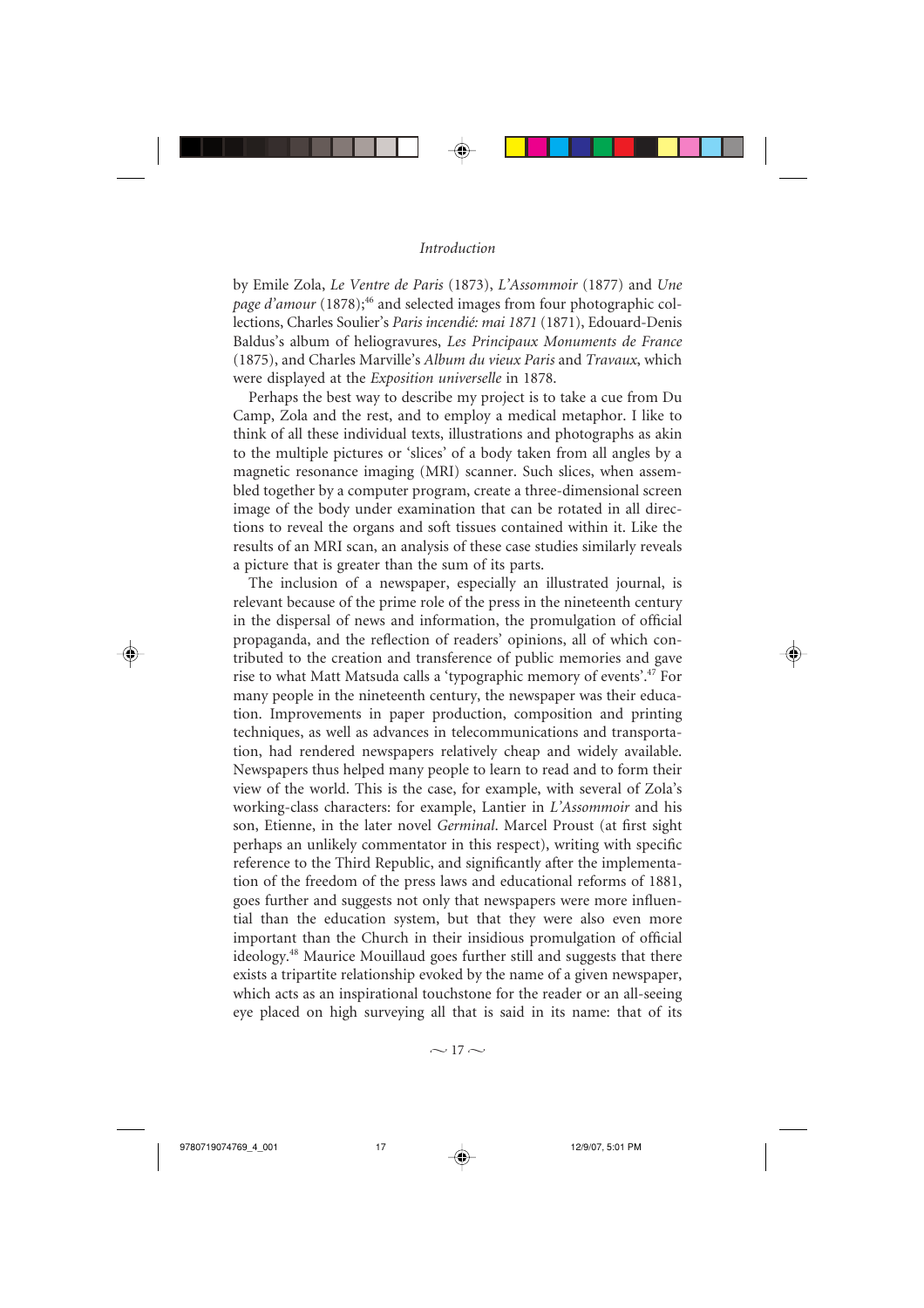by Emile Zola, *Le Ventre de Paris* (1873), *L'Assommoir* (1877) and *Une page d'amour* (1878);[46] and selected images from four photographic collections, Charles Soulier's *Paris incendié: mai 1871* (1871), Edouard-Denis Baldus's album of heliogravures, *Les Principaux Monuments de France* (1875), and Charles Marville's *Album du vieux Paris* and *Travaux*, which were displayed at the *Exposition universelle* in 1878.

Perhaps the best way to describe my project is to take a cue from Du Camp, Zola and the rest, and to employ a medical metaphor. I like to think of all these individual texts, illustrations and photographs as akin to the multiple pictures or 'slices' of a body taken from all angles by a magnetic resonance imaging (MRI) scanner. Such slices, when assembled together by a computer program, create a three-dimensional screen image of the body under examination that can be rotated in all directions to reveal the organs and soft tissues contained within it. Like the results of an MRI scan, an analysis of these case studies similarly reveals a picture that is greater than the sum of its parts.

The inclusion of a newspaper, especially an illustrated journal, is relevant because of the prime role of the press in the nineteenth century in the dispersal of news and information, the promulgation of official propaganda, and the reflection of readers' opinions, all of which contributed to the creation and transference of public memories and gave rise to what Matt Matsuda calls a 'typographic memory of events'.[47] For many people in the nineteenth century, the newspaper was their education. Improvements in paper production, composition and printing techniques, as well as advances in telecommunications and transportation, had rendered newspapers relatively cheap and widely available. Newspapers thus helped many people to learn to read and to form their view of the world. This is the case, for example, with several of Zola's working-class characters: for example, Lantier in *L'Assommoir* and his son, Etienne, in the later novel *Germinal*. Marcel Proust (at first sight perhaps an unlikely commentator in this respect), writing with specific reference to the Third Republic, and significantly after the implementation of the freedom of the press laws and educational reforms of 1881, goes further and suggests not only that newspapers were more influential than the education system, but that they were also even more important than the Church in their insidious promulgation of official ideology.[48] Maurice Mouillaud goes further still and suggests that there exists a tripartite relationship evoked by the name of a given newspaper, which acts as an inspirational touchstone for the reader or an all-seeing eye placed on high surveying all that is said in its name: that of its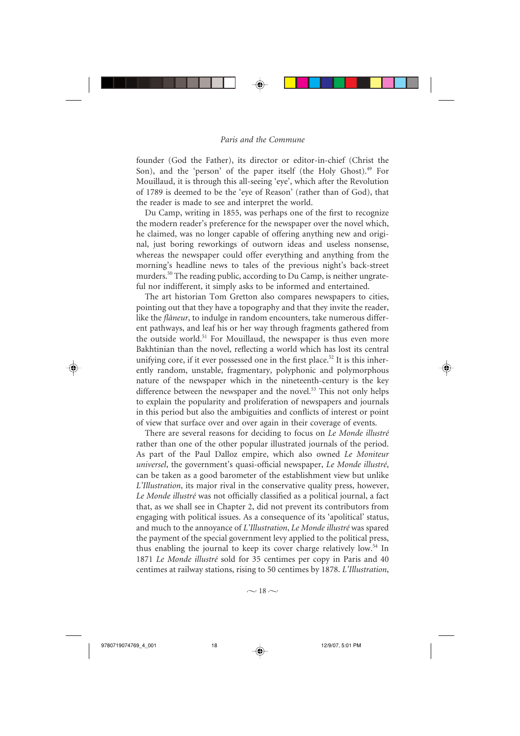founder (God the Father), its director or editor-in-chief (Christ the Son), and the 'person' of the paper itself (the Holy Ghost).[49] For Mouillaud, it is through this all-seeing 'eye', which after the Revolution of 1789 is deemed to be the 'eye of Reason' (rather than of God), that the reader is made to see and interpret the world.

Du Camp, writing in 1855, was perhaps one of the first to recognize the modern reader's preference for the newspaper over the novel which, he claimed, was no longer capable of offering anything new and original, just boring reworkings of outworn ideas and useless nonsense, whereas the newspaper could offer everything and anything from the morning's headline news to tales of the previous night's back-street murders.[50] The reading public, according to Du Camp, is neither ungrateful nor indifferent, it simply asks to be informed and entertained.

The art historian Tom Gretton also compares newspapers to cities, pointing out that they have a topography and that they invite the reader, like the *flâneur*, to indulge in random encounters, take numerous different pathways, and leaf his or her way through fragments gathered from the outside world.[51] For Mouillaud, the newspaper is thus even more Bakhtinian than the novel, reflecting a world which has lost its central unifying core, if it ever possessed one in the first place.[52] It is this inherently random, unstable, fragmentary, polyphonic and polymorphous nature of the newspaper which in the nineteenth-century is the key difference between the newspaper and the novel.[53] This not only helps to explain the popularity and proliferation of newspapers and journals in this period but also the ambiguities and conflicts of interest or point of view that surface over and over again in their coverage of events.

There are several reasons for deciding to focus on *Le Monde illustré* rather than one of the other popular illustrated journals of the period. As part of the Paul Dalloz empire, which also owned *Le Moniteur universel*, the government's quasi-official newspaper, *Le Monde illustré*, can be taken as a good barometer of the establishment view but unlike *L'Illustration*, its major rival in the conservative quality press, however, *Le Monde illustré* was not officially classified as a political journal, a fact that, as we shall see in Chapter 2, did not prevent its contributors from engaging with political issues. As a consequence of its 'apolitical' status, and much to the annoyance of *L'Illustration*, *Le Monde illustré* was spared the payment of the special government levy applied to the political press, thus enabling the journal to keep its cover charge relatively low.[54] In 1871 *Le Monde illustré* sold for 35 centimes per copy in Paris and 40 centimes at railway stations, rising to 50 centimes by 1878. *L'Illustration*,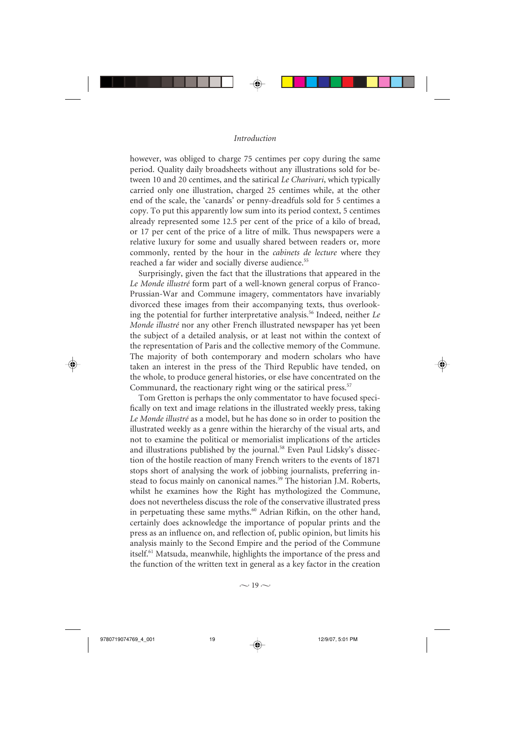however, was obliged to charge 75 centimes per copy during the same period. Quality daily broadsheets without any illustrations sold for between 10 and 20 centimes, and the satirical *Le Charivari*, which typically carried only one illustration, charged 25 centimes while, at the other end of the scale, the 'canards' or penny-dreadfuls sold for 5 centimes a copy. To put this apparently low sum into its period context, 5 centimes already represented some 12.5 per cent of the price of a kilo of bread, or 17 per cent of the price of a litre of milk. Thus newspapers were a relative luxury for some and usually shared between readers or, more commonly, rented by the hour in the *cabinets de lecture* where they reached a far wider and socially diverse audience.[55]

Surprisingly, given the fact that the illustrations that appeared in the *Le Monde illustré* form part of a well-known general corpus of Franco-Prussian-War and Commune imagery, commentators have invariably divorced these images from their accompanying texts, thus overlooking the potential for further interpretative analysis.[56] Indeed, neither *Le Monde illustré* nor any other French illustrated newspaper has yet been the subject of a detailed analysis, or at least not within the context of the representation of Paris and the collective memory of the Commune. The majority of both contemporary and modern scholars who have taken an interest in the press of the Third Republic have tended, on the whole, to produce general histories, or else have concentrated on the Communard, the reactionary right wing or the satirical press.[57]

Tom Gretton is perhaps the only commentator to have focused specifically on text and image relations in the illustrated weekly press, taking *Le Monde illustré* as a model, but he has done so in order to position the illustrated weekly as a genre within the hierarchy of the visual arts, and not to examine the political or memorialist implications of the articles and illustrations published by the journal.[58] Even Paul Lidsky's dissection of the hostile reaction of many French writers to the events of 1871 stops short of analysing the work of jobbing journalists, preferring instead to focus mainly on canonical names.[59] The historian J.M. Roberts, whilst he examines how the Right has mythologized the Commune, does not nevertheless discuss the role of the conservative illustrated press in perpetuating these same myths.[60] Adrian Rifkin, on the other hand, certainly does acknowledge the importance of popular prints and the press as an influence on, and reflection of, public opinion, but limits his analysis mainly to the Second Empire and the period of the Commune itself.[61] Matsuda, meanwhile, highlights the importance of the press and the function of the written text in general as a key factor in the creation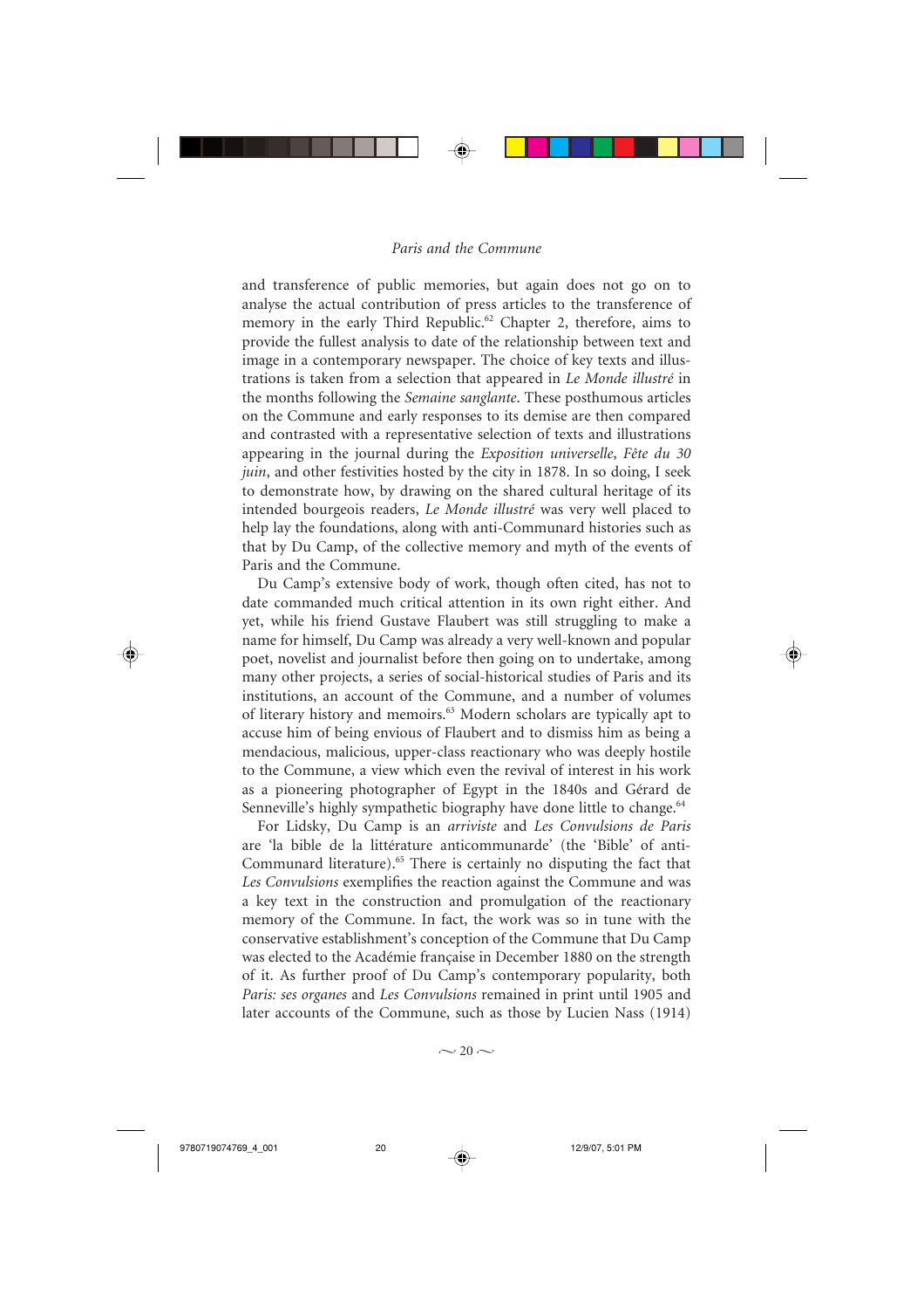and transference of public memories, but again does not go on to analyse the actual contribution of press articles to the transference of memory in the early Third Republic.[62] Chapter 2, therefore, aims to provide the fullest analysis to date of the relationship between text and image in a contemporary newspaper. The choice of key texts and illustrations is taken from a selection that appeared in *Le Monde illustré* in the months following the *Semaine sanglante*. These posthumous articles on the Commune and early responses to its demise are then compared and contrasted with a representative selection of texts and illustrations appearing in the journal during the *Exposition universelle*, *Fête du 30 juin*, and other festivities hosted by the city in 1878. In so doing, I seek to demonstrate how, by drawing on the shared cultural heritage of its intended bourgeois readers, *Le Monde illustré* was very well placed to help lay the foundations, along with anti-Communard histories such as that by Du Camp, of the collective memory and myth of the events of Paris and the Commune.

Du Camp's extensive body of work, though often cited, has not to date commanded much critical attention in its own right either. And yet, while his friend Gustave Flaubert was still struggling to make a name for himself, Du Camp was already a very well-known and popular poet, novelist and journalist before then going on to undertake, among many other projects, a series of social-historical studies of Paris and its institutions, an account of the Commune, and a number of volumes of literary history and memoirs.[63] Modern scholars are typically apt to accuse him of being envious of Flaubert and to dismiss him as being a mendacious, malicious, upper-class reactionary who was deeply hostile to the Commune, a view which even the revival of interest in his work as a pioneering photographer of Egypt in the 1840s and Gérard de Senneville's highly sympathetic biography have done little to change.[64]

For Lidsky, Du Camp is an *arriviste* and *Les Convulsions de Paris* are 'la bible de la littérature anticommunarde' (the 'Bible' of anti-Communard literature).[65] There is certainly no disputing the fact that *Les Convulsions* exemplifies the reaction against the Commune and was a key text in the construction and promulgation of the reactionary memory of the Commune. In fact, the work was so in tune with the conservative establishment's conception of the Commune that Du Camp was elected to the Académie française in December 1880 on the strength of it. As further proof of Du Camp's contemporary popularity, both *Paris: ses organes* and *Les Convulsions* remained in print until 1905 and later accounts of the Commune, such as those by Lucien Nass (1914)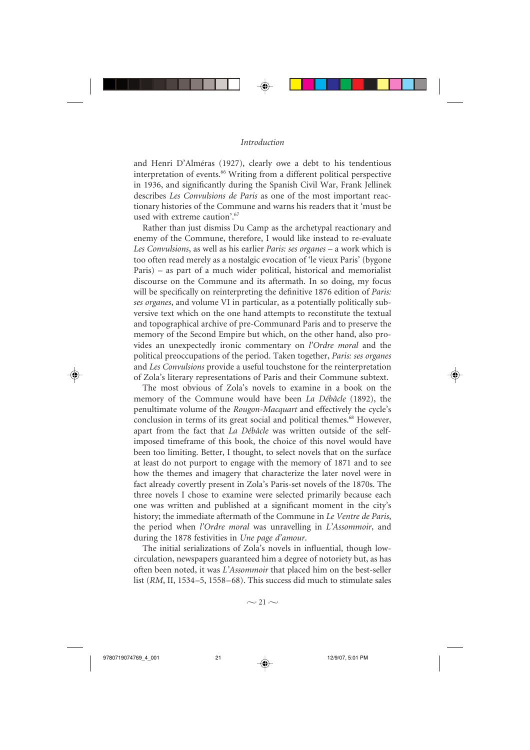and Henri D'Alméras (1927), clearly owe a debt to his tendentious interpretation of events.[66] Writing from a different political perspective in 1936, and significantly during the Spanish Civil War, Frank Jellinek describes *Les Convulsions de Paris* as one of the most important reactionary histories of the Commune and warns his readers that it 'must be used with extreme caution'.[67]

Rather than just dismiss Du Camp as the archetypal reactionary and enemy of the Commune, therefore, I would like instead to re-evaluate *Les Convulsions*, as well as his earlier *Paris: ses organes* – a work which is too often read merely as a nostalgic evocation of 'le vieux Paris' (bygone Paris) – as part of a much wider political, historical and memorialist discourse on the Commune and its aftermath. In so doing, my focus will be specifically on reinterpreting the definitive 1876 edition of *Paris: ses organes*, and volume VI in particular, as a potentially politically subversive text which on the one hand attempts to reconstitute the textual and topographical archive of pre-Communard Paris and to preserve the memory of the Second Empire but which, on the other hand, also provides an unexpectedly ironic commentary on *l'Ordre moral* and the political preoccupations of the period. Taken together, *Paris: ses organes* and *Les Convulsions* provide a useful touchstone for the reinterpretation of Zola's literary representations of Paris and their Commune subtext.

The most obvious of Zola's novels to examine in a book on the memory of the Commune would have been *La Débâcle* (1892), the penultimate volume of the *Rougon-Macquart* and effectively the cycle's conclusion in terms of its great social and political themes.[68] However, apart from the fact that *La Débâcle* was written outside of the self-imposed timeframe of this book, the choice of this novel would have been too limiting. Better, I thought, to select novels that on the surface at least do not purport to engage with the memory of 1871 and to see how the themes and imagery that characterize the later novel were in fact already covertly present in Zola's Paris-set novels of the 1870s. The three novels I chose to examine were selected primarily because each one was written and published at a significant moment in the city's history; the immediate aftermath of the Commune in *Le Ventre de Paris*, the period when *l'Ordre moral* was unravelling in *L'Assommoir*, and during the 1878 festivities in *Une page d'amour*.

The initial serializations of Zola's novels in influential, though low-circulation, newspapers guaranteed him a degree of notoriety but, as has often been noted, it was *L'Assommoir* that placed him on the best-seller list (*RM*, II, 1534–5, 1558–68). This success did much to stimulate sales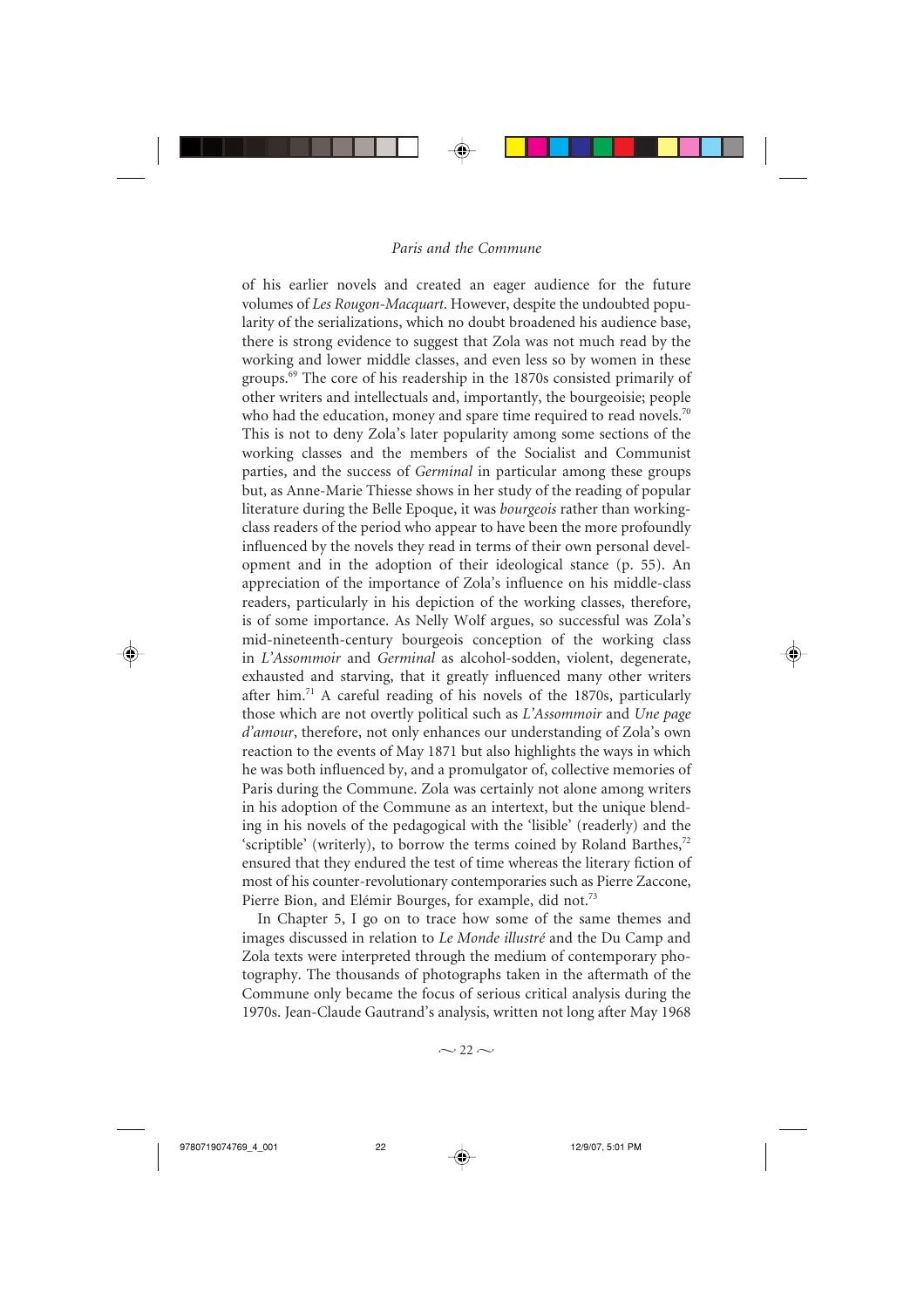of his earlier novels and created an eager audience for the future volumes of *Les Rougon-Macquart*. However, despite the undoubted popularity of the serializations, which no doubt broadened his audience base, there is strong evidence to suggest that Zola was not much read by the working and lower middle classes, and even less so by women in these groups.[69] The core of his readership in the 1870s consisted primarily of other writers and intellectuals and, importantly, the bourgeoisie; people who had the education, money and spare time required to read novels.[70] This is not to deny Zola's later popularity among some sections of the working classes and the members of the Socialist and Communist parties, and the success of *Germinal* in particular among these groups but, as Anne-Marie Thiesse shows in her study of the reading of popular literature during the Belle Epoque, it was *bourgeois* rather than working-class readers of the period who appear to have been the more profoundly influenced by the novels they read in terms of their own personal development and in the adoption of their ideological stance (p. 55). An appreciation of the importance of Zola's influence on his middle-class readers, particularly in his depiction of the working classes, therefore, is of some importance. As Nelly Wolf argues, so successful was Zola's mid-nineteenth-century bourgeois conception of the working class in *L'Assommoir* and *Germinal* as alcohol-sodden, violent, degenerate, exhausted and starving, that it greatly influenced many other writers after him.[71] A careful reading of his novels of the 1870s, particularly those which are not overtly political such as *L'Assommoir* and *Une page d'amour*, therefore, not only enhances our understanding of Zola's own reaction to the events of May 1871 but also highlights the ways in which he was both influenced by, and a promulgator of, collective memories of Paris during the Commune. Zola was certainly not alone among writers in his adoption of the Commune as an intertext, but the unique blending in his novels of the pedagogical with the 'lisible' (readerly) and the 'scriptible' (writerly), to borrow the terms coined by Roland Barthes,[72] ensured that they endured the test of time whereas the literary fiction of most of his counter-revolutionary contemporaries such as Pierre Zaccone, Pierre Bion, and Elémir Bourges, for example, did not.[73]

In Chapter 5, I go on to trace how some of the same themes and images discussed in relation to *Le Monde illustré* and the Du Camp and Zola texts were interpreted through the medium of contemporary photography. The thousands of photographs taken in the aftermath of the Commune only became the focus of serious critical analysis during the 1970s. Jean-Claude Gautrand's analysis, written not long after May 1968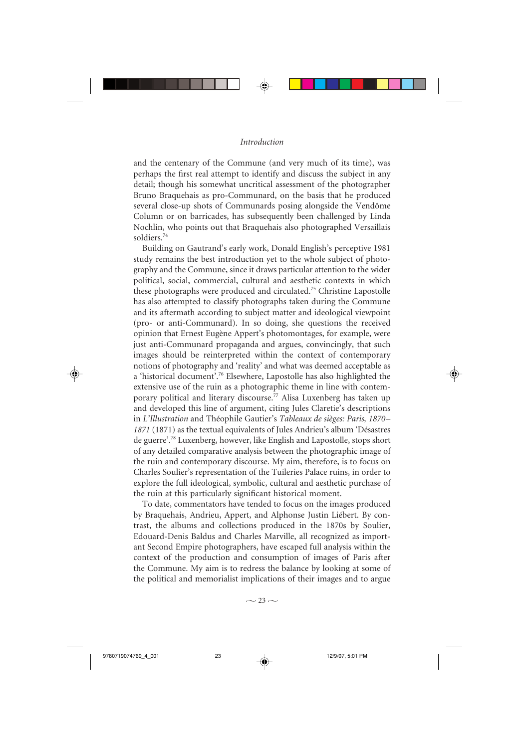and the centenary of the Commune (and very much of its time), was perhaps the first real attempt to identify and discuss the subject in any detail; though his somewhat uncritical assessment of the photographer Bruno Braquehais as pro-Communard, on the basis that he produced several close-up shots of Communards posing alongside the Vendôme Column or on barricades, has subsequently been challenged by Linda Nochlin, who points out that Braquehais also photographed Versaillais soldiers.[74]

Building on Gautrand's early work, Donald English's perceptive 1981 study remains the best introduction yet to the whole subject of photography and the Commune, since it draws particular attention to the wider political, social, commercial, cultural and aesthetic contexts in which these photographs were produced and circulated.[75] Christine Lapostolle has also attempted to classify photographs taken during the Commune and its aftermath according to subject matter and ideological viewpoint (pro- or anti-Communard). In so doing, she questions the received opinion that Ernest Eugène Appert's photomontages, for example, were just anti-Communard propaganda and argues, convincingly, that such images should be reinterpreted within the context of contemporary notions of photography and 'reality' and what was deemed acceptable as a 'historical document'.[76] Elsewhere, Lapostolle has also highlighted the extensive use of the ruin as a photographic theme in line with contemporary political and literary discourse.[77] Alisa Luxenberg has taken up and developed this line of argument, citing Jules Claretie's descriptions in *L'Illustration* and Théophile Gautier's *Tableaux de sièges: Paris, 1870–1871* (1871) as the textual equivalents of Jules Andrieu's album 'Désastres de guerre'.[78] Luxenberg, however, like English and Lapostolle, stops short of any detailed comparative analysis between the photographic image of the ruin and contemporary discourse. My aim, therefore, is to focus on Charles Soulier's representation of the Tuileries Palace ruins, in order to explore the full ideological, symbolic, cultural and aesthetic purchase of the ruin at this particularly significant historical moment.

To date, commentators have tended to focus on the images produced by Braquehais, Andrieu, Appert, and Alphonse Justin Liébert. By contrast, the albums and collections produced in the 1870s by Soulier, Edouard-Denis Baldus and Charles Marville, all recognized as important Second Empire photographers, have escaped full analysis within the context of the production and consumption of images of Paris after the Commune. My aim is to redress the balance by looking at some of the political and memorialist implications of their images and to argue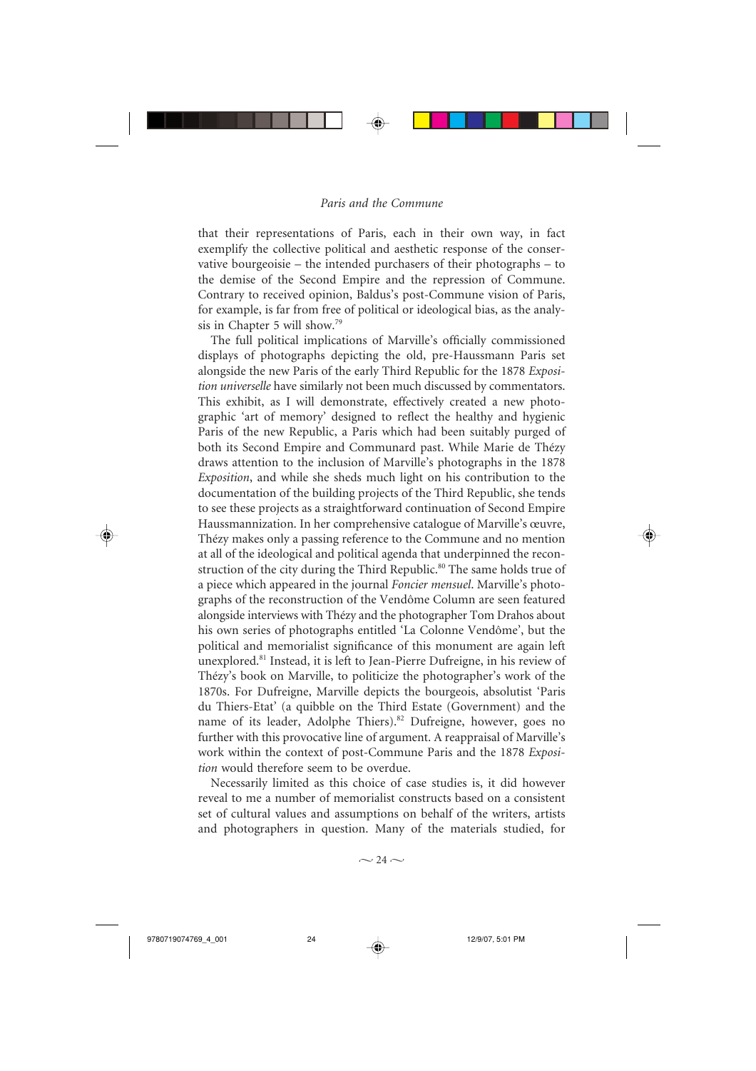that their representations of Paris, each in their own way, in fact exemplify the collective political and aesthetic response of the conservative bourgeoisie – the intended purchasers of their photographs – to the demise of the Second Empire and the repression of Commune. Contrary to received opinion, Baldus's post-Commune vision of Paris, for example, is far from free of political or ideological bias, as the analysis in Chapter 5 will show.[79]

The full political implications of Marville's officially commissioned displays of photographs depicting the old, pre-Haussmann Paris set alongside the new Paris of the early Third Republic for the 1878 *Exposition universelle* have similarly not been much discussed by commentators. This exhibit, as I will demonstrate, effectively created a new photographic 'art of memory' designed to reflect the healthy and hygienic Paris of the new Republic, a Paris which had been suitably purged of both its Second Empire and Communard past. While Marie de Thézy draws attention to the inclusion of Marville's photographs in the 1878 *Exposition*, and while she sheds much light on his contribution to the documentation of the building projects of the Third Republic, she tends to see these projects as a straightforward continuation of Second Empire Haussmannization. In her comprehensive catalogue of Marville's œuvre, Thézy makes only a passing reference to the Commune and no mention at all of the ideological and political agenda that underpinned the reconstruction of the city during the Third Republic.[80] The same holds true of a piece which appeared in the journal *Foncier mensuel*. Marville's photographs of the reconstruction of the Vendôme Column are seen featured alongside interviews with Thézy and the photographer Tom Drahos about his own series of photographs entitled 'La Colonne Vendôme', but the political and memorialist significance of this monument are again left unexplored.[81] Instead, it is left to Jean-Pierre Dufreigne, in his review of Thézy's book on Marville, to politicize the photographer's work of the 1870s. For Dufreigne, Marville depicts the bourgeois, absolutist 'Paris du Thiers-Etat' (a quibble on the Third Estate (Government) and the name of its leader, Adolphe Thiers).[82] Dufreigne, however, goes no further with this provocative line of argument. A reappraisal of Marville's work within the context of post-Commune Paris and the 1878 *Exposition* would therefore seem to be overdue.

Necessarily limited as this choice of case studies is, it did however reveal to me a number of memorialist constructs based on a consistent set of cultural values and assumptions on behalf of the writers, artists and photographers in question. Many of the materials studied, for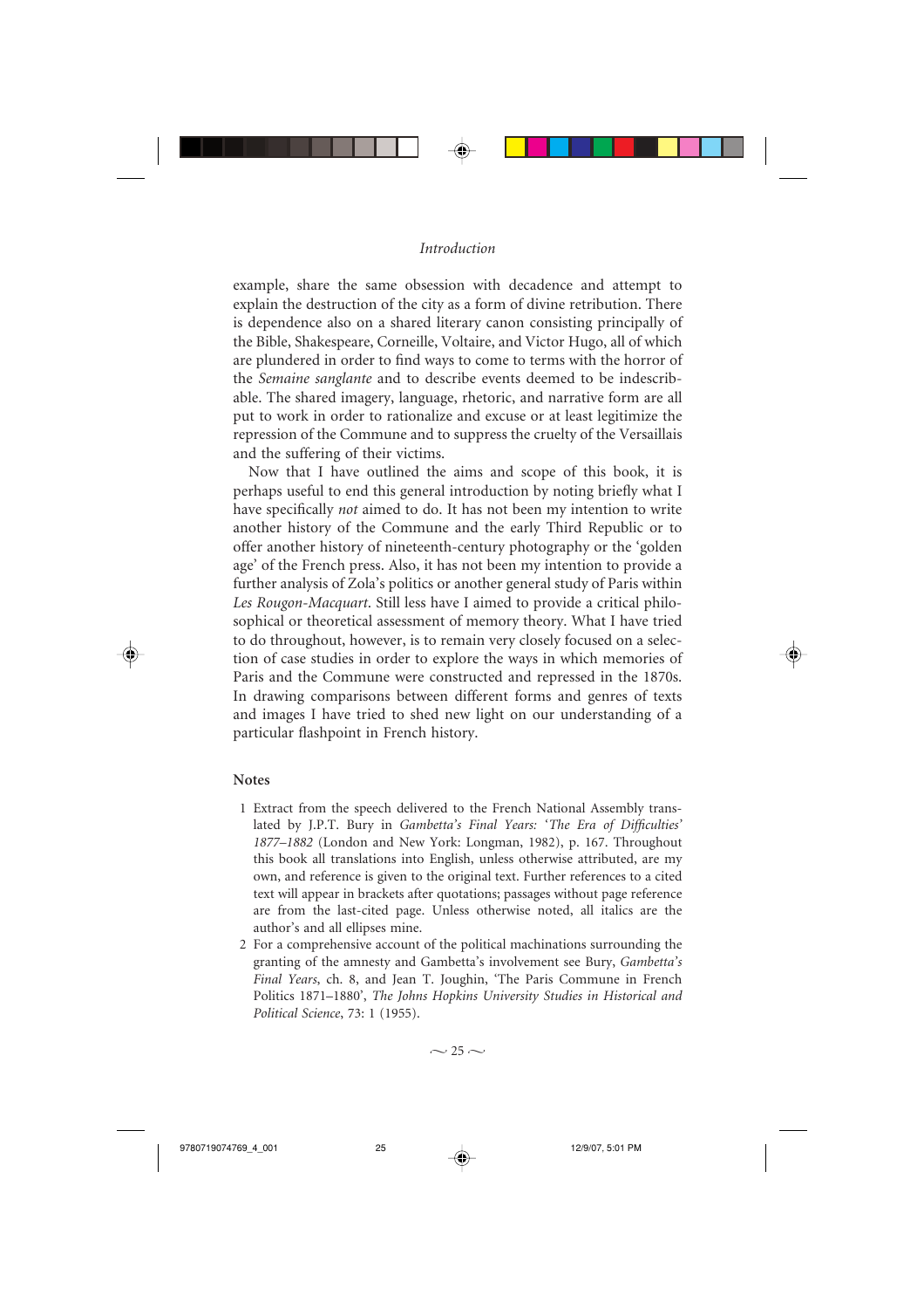example, share the same obsession with decadence and attempt to explain the destruction of the city as a form of divine retribution. There is dependence also on a shared literary canon consisting principally of the Bible, Shakespeare, Corneille, Voltaire, and Victor Hugo, all of which are plundered in order to find ways to come to terms with the horror of the *Semaine sanglante* and to describe events deemed to be indescribable. The shared imagery, language, rhetoric, and narrative form are all put to work in order to rationalize and excuse or at least legitimize the repression of the Commune and to suppress the cruelty of the Versaillais and the suffering of their victims.

Now that I have outlined the aims and scope of this book, it is perhaps useful to end this general introduction by noting briefly what I have specifically *not* aimed to do. It has not been my intention to write another history of the Commune and the early Third Republic or to offer another history of nineteenth-century photography or the 'golden age' of the French press. Also, it has not been my intention to provide a further analysis of Zola's politics or another general study of Paris within *Les Rougon-Macquart*. Still less have I aimed to provide a critical philosophical or theoretical assessment of memory theory. What I have tried to do throughout, however, is to remain very closely focused on a selection of case studies in order to explore the ways in which memories of Paris and the Commune were constructed and repressed in the 1870s. In drawing comparisons between different forms and genres of texts and images I have tried to shed new light on our understanding of a particular flashpoint in French history.

## Notes

1 Extract from the speech delivered to the French National Assembly translated by J.P.T. Bury in *Gambetta's Final Years: 'The Era of Difficulties' 1877–1882* (London and New York: Longman, 1982), p. 167. Throughout this book all translations into English, unless otherwise attributed, are my own, and reference is given to the original text. Further references to a cited text will appear in brackets after quotations; passages without page reference are from the last-cited page. Unless otherwise noted, all italics are the author's and all ellipses mine.

2 For a comprehensive account of the political machinations surrounding the granting of the amnesty and Gambetta's involvement see Bury, *Gambetta's Final Years*, ch. 8, and Jean T. Joughin, 'The Paris Commune in French Politics 1871–1880', *The Johns Hopkins University Studies in Historical and Political Science*, 73: 1 (1955).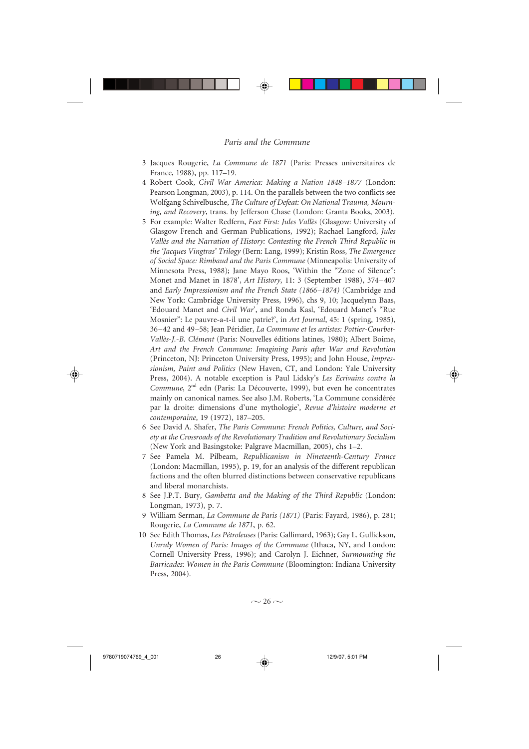3 Jacques Rougerie, *La Commune de 1871* (Paris: Presses universitaires de France, 1988), pp. 117–19.

4 Robert Cook, *Civil War America: Making a Nation 1848–1877* (London: Pearson Longman, 2003), p. 114. On the parallels between the two conflicts see Wolfgang Schivelbusche, *The Culture of Defeat: On National Trauma, Mourning, and Recovery*, trans. by Jefferson Chase (London: Granta Books, 2003).

5 For example: Walter Redfern, *Feet First: Jules Vallès* (Glasgow: University of Glasgow French and German Publications, 1992); Rachael Langford, *Jules Vallès and the Narration of History: Contesting the French Third Republic in the 'Jacques Vingtras' Trilogy* (Bern: Lang, 1999); Kristin Ross, *The Emergence of Social Space: Rimbaud and the Paris Commune* (Minneapolis: University of Minnesota Press, 1988); Jane Mayo Roos, 'Within the "Zone of Silence": Monet and Manet in 1878', *Art History*, 11: 3 (September 1988), 374–407 and *Early Impressionism and the French State (1866–1874)* (Cambridge and New York: Cambridge University Press, 1996), chs 9, 10; Jacquelynn Baas, 'Edouard Manet and *Civil War*', and Ronda Kasl, 'Edouard Manet's "Rue Mosnier": Le pauvre-a-t-il une patrie?', in *Art Journal*, 45: 1 (spring, 1985), 36–42 and 49–58; Jean Péridier, *La Commune et les artistes: Pottier-Courbet-Vallès-J.-B. Clément* (Paris: Nouvelles éditions latines, 1980); Albert Boime, *Art and the French Commune: Imagining Paris after War and Revolution* (Princeton, NJ: Princeton University Press, 1995); and John House, *Impressionism, Paint and Politics* (New Haven, CT, and London: Yale University Press, 2004). A notable exception is Paul Lidsky's *Les Ecrivains contre la Commune*, 2nd edn (Paris: La Découverte, 1999), but even he concentrates mainly on canonical names. See also J.M. Roberts, 'La Commune considérée par la droite: dimensions d'une mythologie', *Revue d'histoire moderne et contemporaine*, 19 (1972), 187–205.

6 See David A. Shafer, *The Paris Commune: French Politics, Culture, and Society at the Crossroads of the Revolutionary Tradition and Revolutionary Socialism* (New York and Basingstoke: Palgrave Macmillan, 2005), chs 1–2.

7 See Pamela M. Pilbeam, *Republicanism in Nineteenth-Century France* (London: Macmillan, 1995), p. 19, for an analysis of the different republican factions and the often blurred distinctions between conservative republicans and liberal monarchists.

8 See J.P.T. Bury, *Gambetta and the Making of the Third Republic* (London: Longman, 1973), p. 7.

9 William Serman, *La Commune de Paris (1871)* (Paris: Fayard, 1986), p. 281; Rougerie, *La Commune de 1871*, p. 62.

10 See Edith Thomas, *Les Pétroleuses* (Paris: Gallimard, 1963); Gay L. Gullickson, *Unruly Women of Paris: Images of the Commune* (Ithaca, NY, and London: Cornell University Press, 1996); and Carolyn J. Eichner, *Surmounting the Barricades: Women in the Paris Commune* (Bloomington: Indiana University Press, 2004).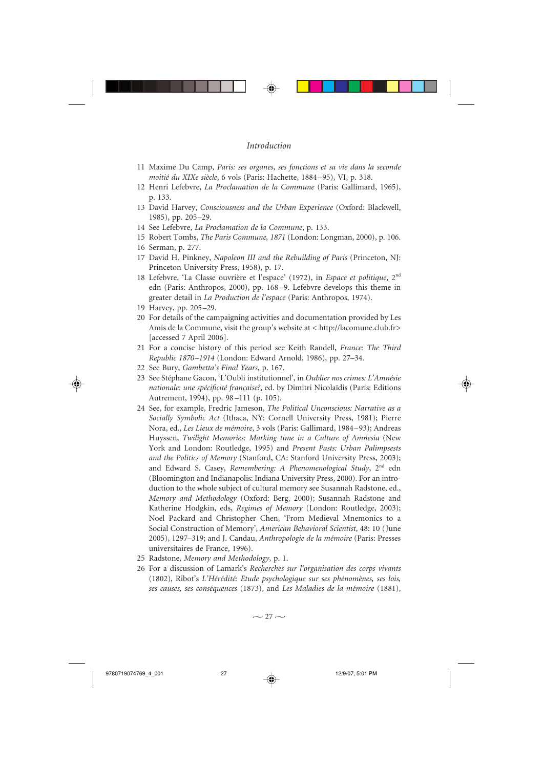11 Maxime Du Camp, *Paris: ses organes, ses fonctions et sa vie dans la seconde moitié du XIXe siècle*, 6 vols (Paris: Hachette, 1884–95), VI, p. 318.

12 Henri Lefebvre, *La Proclamation de la Commune* (Paris: Gallimard, 1965), p. 133.

13 David Harvey, *Consciousness and the Urban Experience* (Oxford: Blackwell, 1985), pp. 205–29.

14 See Lefebvre, *La Proclamation de la Commune*, p. 133.

15 Robert Tombs, *The Paris Commune, 1871* (London: Longman, 2000), p. 106.

16 Serman, p. 277.

17 David H. Pinkney, *Napoleon III and the Rebuilding of Paris* (Princeton, NJ: Princeton University Press, 1958), p. 17.

18 Lefebvre, 'La Classe ouvrière et l'espace' (1972), in *Espace et politique*, 2nd edn (Paris: Anthropos, 2000), pp. 168–9. Lefebvre develops this theme in greater detail in *La Production de l'espace* (Paris: Anthropos, 1974).

19 Harvey, pp. 205–29.

20 For details of the campaigning activities and documentation provided by Les Amis de la Commune, visit the group's website at < http://lacomune.club.fr> [accessed 7 April 2006].

21 For a concise history of this period see Keith Randell, *France: The Third Republic 1870–1914* (London: Edward Arnold, 1986), pp. 27–34.

22 See Bury, *Gambetta's Final Years*, p. 167.

23 See Stéphane Gacon, 'L'Oubli institutionnel', in *Oublier nos crimes: L'Amnésie nationale: une spécificité française?*, ed. by Dimitri Nicolaïdis (Paris: Editions Autrement, 1994), pp. 98–111 (p. 105).

24 See, for example, Fredric Jameson, *The Political Unconscious: Narrative as a Socially Symbolic Act* (Ithaca, NY: Cornell University Press, 1981); Pierre Nora, ed., *Les Lieux de mémoire*, 3 vols (Paris: Gallimard, 1984–93); Andreas Huyssen, *Twilight Memories: Marking time in a Culture of Amnesia* (New York and London: Routledge, 1995) and *Present Pasts: Urban Palimpsests and the Politics of Memory* (Stanford, CA: Stanford University Press, 2003); and Edward S. Casey, *Remembering: A Phenomenological Study*, 2nd edn (Bloomington and Indianapolis: Indiana University Press, 2000). For an introduction to the whole subject of cultural memory see Susannah Radstone, ed., *Memory and Methodology* (Oxford: Berg, 2000); Susannah Radstone and Katherine Hodgkin, eds, *Regimes of Memory* (London: Routledge, 2003); Noel Packard and Christopher Chen, 'From Medieval Mnemonics to a Social Construction of Memory', *American Behavioral Scientist*, 48: 10 (June 2005), 1297–319; and J. Candau, *Anthropologie de la mémoire* (Paris: Presses universitaires de France, 1996).

25 Radstone, *Memory and Methodology*, p. 1.

26 For a discussion of Lamark's *Recherches sur l'organisation des corps vivants* (1802), Ribot's *L'Hérédité: Etude psychologique sur ses phénomènes, ses lois, ses causes, ses conséquences* (1873), and *Les Maladies de la mémoire* (1881),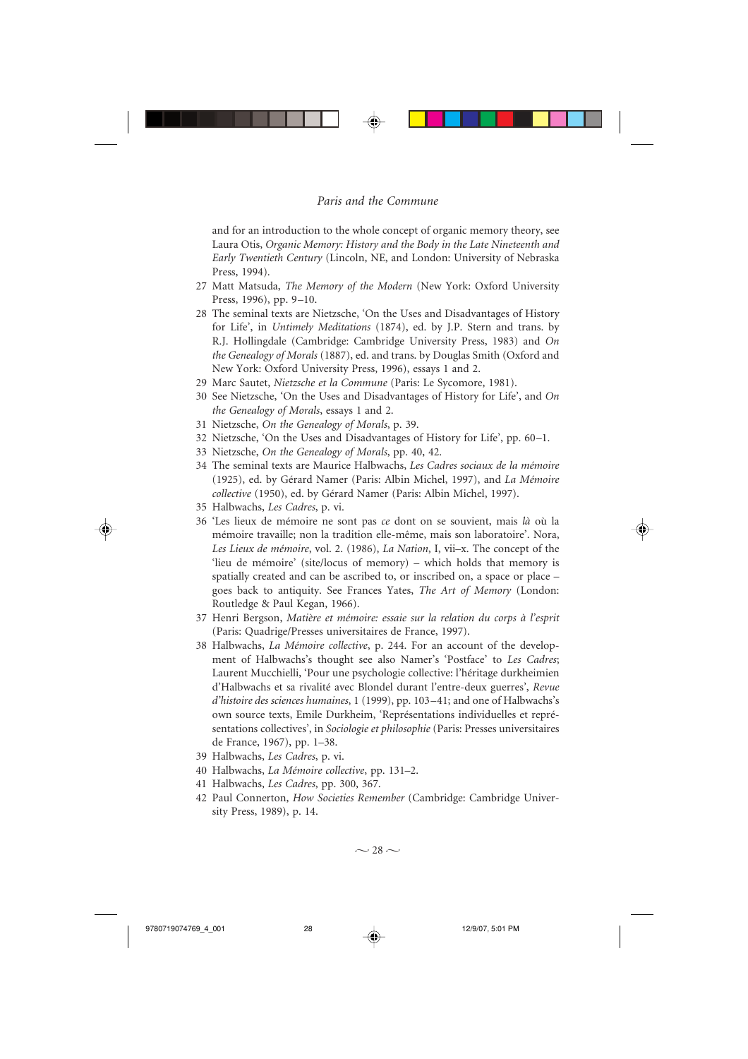and for an introduction to the whole concept of organic memory theory, see Laura Otis, *Organic Memory: History and the Body in the Late Nineteenth and Early Twentieth Century* (Lincoln, NE, and London: University of Nebraska Press, 1994).

27 Matt Matsuda, *The Memory of the Modern* (New York: Oxford University Press, 1996), pp. 9–10.

28 The seminal texts are Nietzsche, 'On the Uses and Disadvantages of History for Life', in *Untimely Meditations* (1874), ed. by J.P. Stern and trans. by R.J. Hollingdale (Cambridge: Cambridge University Press, 1983) and *On the Genealogy of Morals* (1887), ed. and trans. by Douglas Smith (Oxford and New York: Oxford University Press, 1996), essays 1 and 2.

29 Marc Sautet, *Nietzsche et la Commune* (Paris: Le Sycomore, 1981).

30 See Nietzsche, 'On the Uses and Disadvantages of History for Life', and *On the Genealogy of Morals*, essays 1 and 2.

31 Nietzsche, *On the Genealogy of Morals*, p. 39.

32 Nietzsche, 'On the Uses and Disadvantages of History for Life', pp. 60–1.

33 Nietzsche, *On the Genealogy of Morals*, pp. 40, 42.

34 The seminal texts are Maurice Halbwachs, *Les Cadres sociaux de la mémoire* (1925), ed. by Gérard Namer (Paris: Albin Michel, 1997), and *La Mémoire collective* (1950), ed. by Gérard Namer (Paris: Albin Michel, 1997).

35 Halbwachs, *Les Cadres*, p. vi.

36 'Les lieux de mémoire ne sont pas *ce* dont on se souvient, mais *là* où la mémoire travaille; non la tradition elle-même, mais son laboratoire'. Nora, *Les Lieux de mémoire*, vol. 2. (1986), *La Nation*, I, vii–x. The concept of the 'lieu de mémoire' (site/locus of memory) – which holds that memory is spatially created and can be ascribed to, or inscribed on, a space or place – goes back to antiquity. See Frances Yates, *The Art of Memory* (London: Routledge & Paul Kegan, 1966).

37 Henri Bergson, *Matière et mémoire: essaie sur la relation du corps à l'esprit* (Paris: Quadrige/Presses universitaires de France, 1997).

38 Halbwachs, *La Mémoire collective*, p. 244. For an account of the development of Halbwachs's thought see also Namer's 'Postface' to *Les Cadres*; Laurent Mucchielli, 'Pour une psychologie collective: l'héritage durkheimien d'Halbwachs et sa rivalité avec Blondel durant l'entre-deux guerres', *Revue d'histoire des sciences humaines*, 1 (1999), pp. 103–41; and one of Halbwachs's own source texts, Emile Durkheim, 'Représentations individuelles et représentations collectives', in *Sociologie et philosophie* (Paris: Presses universitaires de France, 1967), pp. 1–38.

39 Halbwachs, *Les Cadres*, p. vi.

40 Halbwachs, *La Mémoire collective*, pp. 131–2.

41 Halbwachs, *Les Cadres*, pp. 300, 367.

42 Paul Connerton, *How Societies Remember* (Cambridge: Cambridge University Press, 1989), p. 14.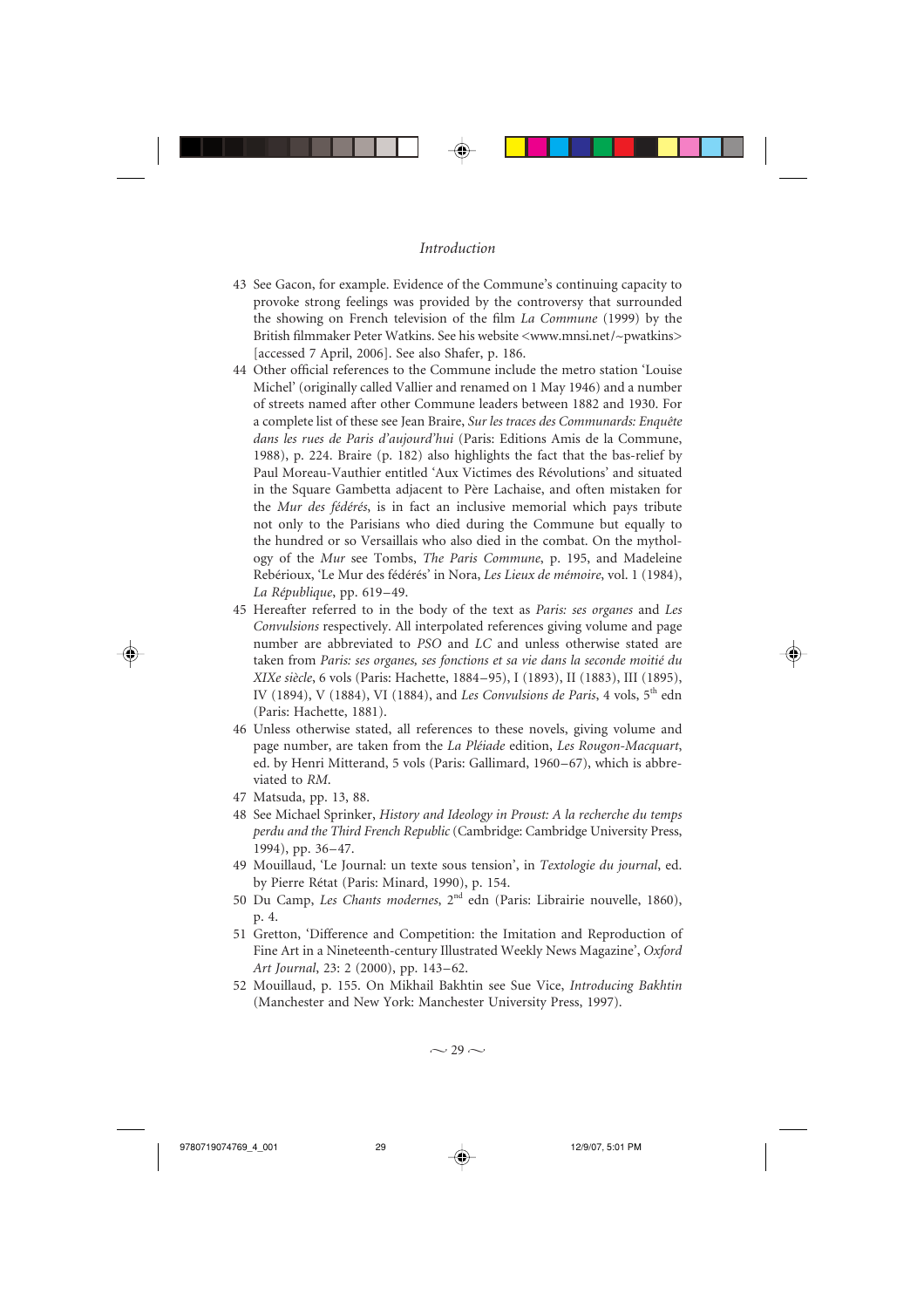43 See Gacon, for example. Evidence of the Commune's continuing capacity to provoke strong feelings was provided by the controversy that surrounded the showing on French television of the film *La Commune* (1999) by the British filmmaker Peter Watkins. See his website <www.mnsi.net/~pwatkins> [accessed 7 April, 2006]. See also Shafer, p. 186.

44 Other official references to the Commune include the metro station 'Louise Michel' (originally called Vallier and renamed on 1 May 1946) and a number of streets named after other Commune leaders between 1882 and 1930. For a complete list of these see Jean Braire, *Sur les traces des Communards: Enquête dans les rues de Paris d'aujourd'hui* (Paris: Editions Amis de la Commune, 1988), p. 224. Braire (p. 182) also highlights the fact that the bas-relief by Paul Moreau-Vauthier entitled 'Aux Victimes des Révolutions' and situated in the Square Gambetta adjacent to Père Lachaise, and often mistaken for the *Mur des fédérés*, is in fact an inclusive memorial which pays tribute not only to the Parisians who died during the Commune but equally to the hundred or so Versaillais who also died in the combat. On the mythology of the *Mur* see Tombs, *The Paris Commune*, p. 195, and Madeleine Rebérioux, 'Le Mur des fédérés' in Nora, *Les Lieux de mémoire*, vol. 1 (1984), *La République*, pp. 619–49.

45 Hereafter referred to in the body of the text as *Paris: ses organes* and *Les Convulsions* respectively. All interpolated references giving volume and page number are abbreviated to *PSO* and *LC* and unless otherwise stated are taken from *Paris: ses organes, ses fonctions et sa vie dans la seconde moitié du XIXe siècle*, 6 vols (Paris: Hachette, 1884–95), I (1893), II (1883), III (1895), IV (1894), V (1884), VI (1884), and *Les Convulsions de Paris*, 4 vols, 5th edn (Paris: Hachette, 1881).

46 Unless otherwise stated, all references to these novels, giving volume and page number, are taken from the *La Pléiade* edition, *Les Rougon-Macquart*, ed. by Henri Mitterand, 5 vols (Paris: Gallimard, 1960–67), which is abbreviated to *RM*.

47 Matsuda, pp. 13, 88.

48 See Michael Sprinker, *History and Ideology in Proust: A la recherche du temps perdu and the Third French Republic* (Cambridge: Cambridge University Press, 1994), pp. 36–47.

49 Mouillaud, 'Le Journal: un texte sous tension', in *Textologie du journal*, ed. by Pierre Rétat (Paris: Minard, 1990), p. 154.

50 Du Camp, *Les Chants modernes*, 2nd edn (Paris: Librairie nouvelle, 1860), p. 4.

51 Gretton, 'Difference and Competition: the Imitation and Reproduction of Fine Art in a Nineteenth-century Illustrated Weekly News Magazine', *Oxford Art Journal*, 23: 2 (2000), pp. 143–62.

52 Mouillaud, p. 155. On Mikhail Bakhtin see Sue Vice, *Introducing Bakhtin* (Manchester and New York: Manchester University Press, 1997).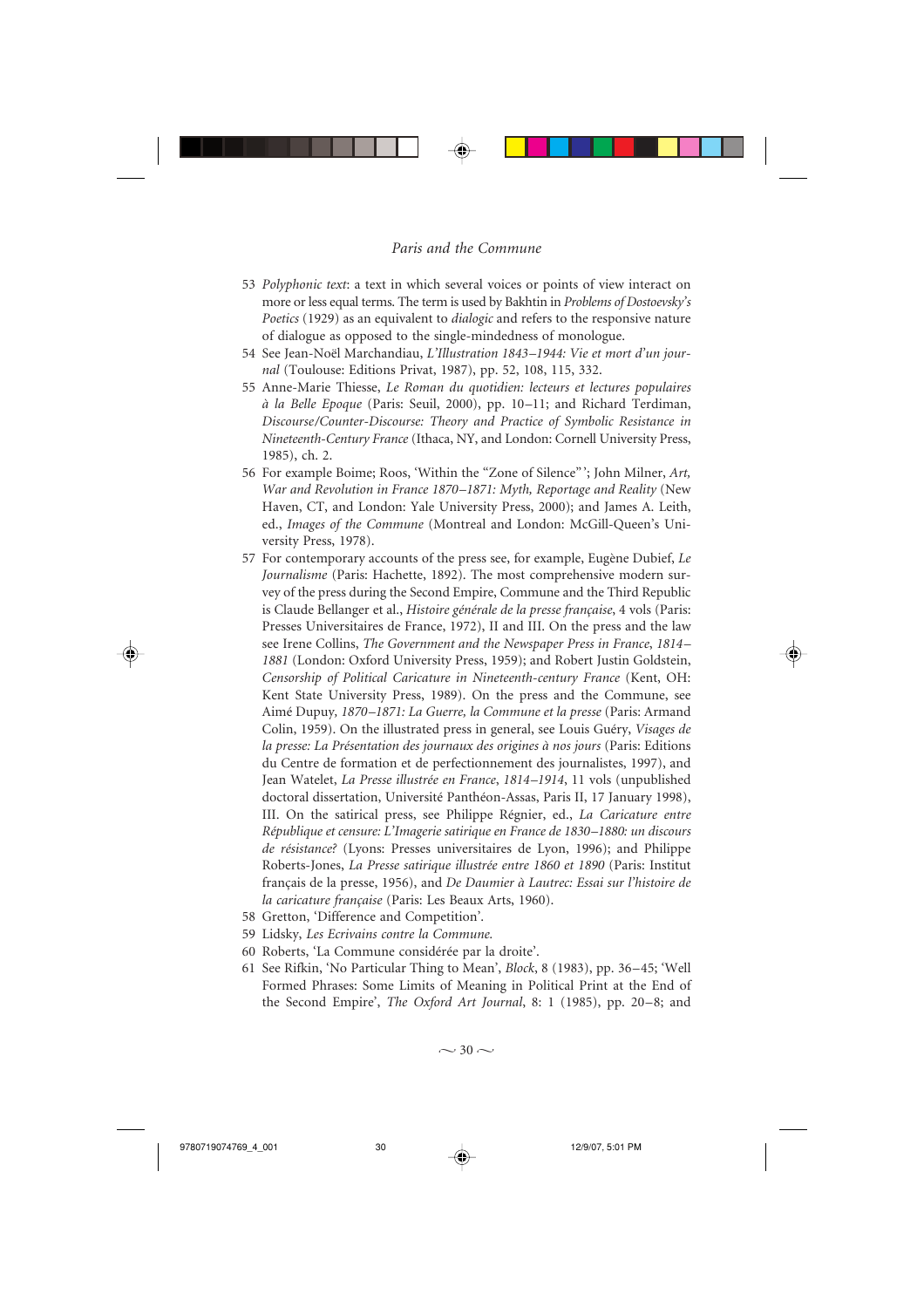53 *Polyphonic text*: a text in which several voices or points of view interact on more or less equal terms. The term is used by Bakhtin in *Problems of Dostoevsky's Poetics* (1929) as an equivalent to *dialogic* and refers to the responsive nature of dialogue as opposed to the single-mindedness of monologue.

54 See Jean-Noël Marchandiau, *L'Illustration 1843–1944: Vie et mort d'un journal* (Toulouse: Editions Privat, 1987), pp. 52, 108, 115, 332.

55 Anne-Marie Thiesse, *Le Roman du quotidien: lecteurs et lectures populaires à la Belle Epoque* (Paris: Seuil, 2000), pp. 10–11; and Richard Terdiman, *Discourse/Counter-Discourse: Theory and Practice of Symbolic Resistance in Nineteenth-Century France* (Ithaca, NY, and London: Cornell University Press, 1985), ch. 2.

56 For example Boime; Roos, 'Within the "Zone of Silence"'; John Milner, *Art, War and Revolution in France 1870–1871: Myth, Reportage and Reality* (New Haven, CT, and London: Yale University Press, 2000); and James A. Leith, ed., *Images of the Commune* (Montreal and London: McGill-Queen's University Press, 1978).

57 For contemporary accounts of the press see, for example, Eugène Dubief, *Le Journalisme* (Paris: Hachette, 1892). The most comprehensive modern survey of the press during the Second Empire, Commune and the Third Republic is Claude Bellanger et al., *Histoire générale de la presse française*, 4 vols (Paris: Presses Universitaires de France, 1972), II and III. On the press and the law see Irene Collins, *The Government and the Newspaper Press in France, 1814–1881* (London: Oxford University Press, 1959); and Robert Justin Goldstein, *Censorship of Political Caricature in Nineteenth-century France* (Kent, OH: Kent State University Press, 1989). On the press and the Commune, see Aimé Dupuy, *1870–1871: La Guerre, la Commune et la presse* (Paris: Armand Colin, 1959). On the illustrated press in general, see Louis Guéry, *Visages de la presse: La Présentation des journaux des origines à nos jours* (Paris: Editions du Centre de formation et de perfectionnement des journalistes, 1997), and Jean Watelet, *La Presse illustrée en France, 1814–1914*, 11 vols (unpublished doctoral dissertation, Université Panthéon-Assas, Paris II, 17 January 1998), III. On the satirical press, see Philippe Régnier, ed., *La Caricature entre République et censure: L'Imagerie satirique en France de 1830–1880: un discours de résistance?* (Lyons: Presses universitaires de Lyon, 1996); and Philippe Roberts-Jones, *La Presse satirique illustrée entre 1860 et 1890* (Paris: Institut français de la presse, 1956), and *De Daumier à Lautrec: Essai sur l'histoire de la caricature française* (Paris: Les Beaux Arts, 1960).

58 Gretton, 'Difference and Competition'.

59 Lidsky, *Les Ecrivains contre la Commune*.

60 Roberts, 'La Commune considérée par la droite'.

61 See Rifkin, 'No Particular Thing to Mean', *Block*, 8 (1983), pp. 36–45; 'Well Formed Phrases: Some Limits of Meaning in Political Print at the End of the Second Empire', *The Oxford Art Journal*, 8: 1 (1985), pp. 20–8; and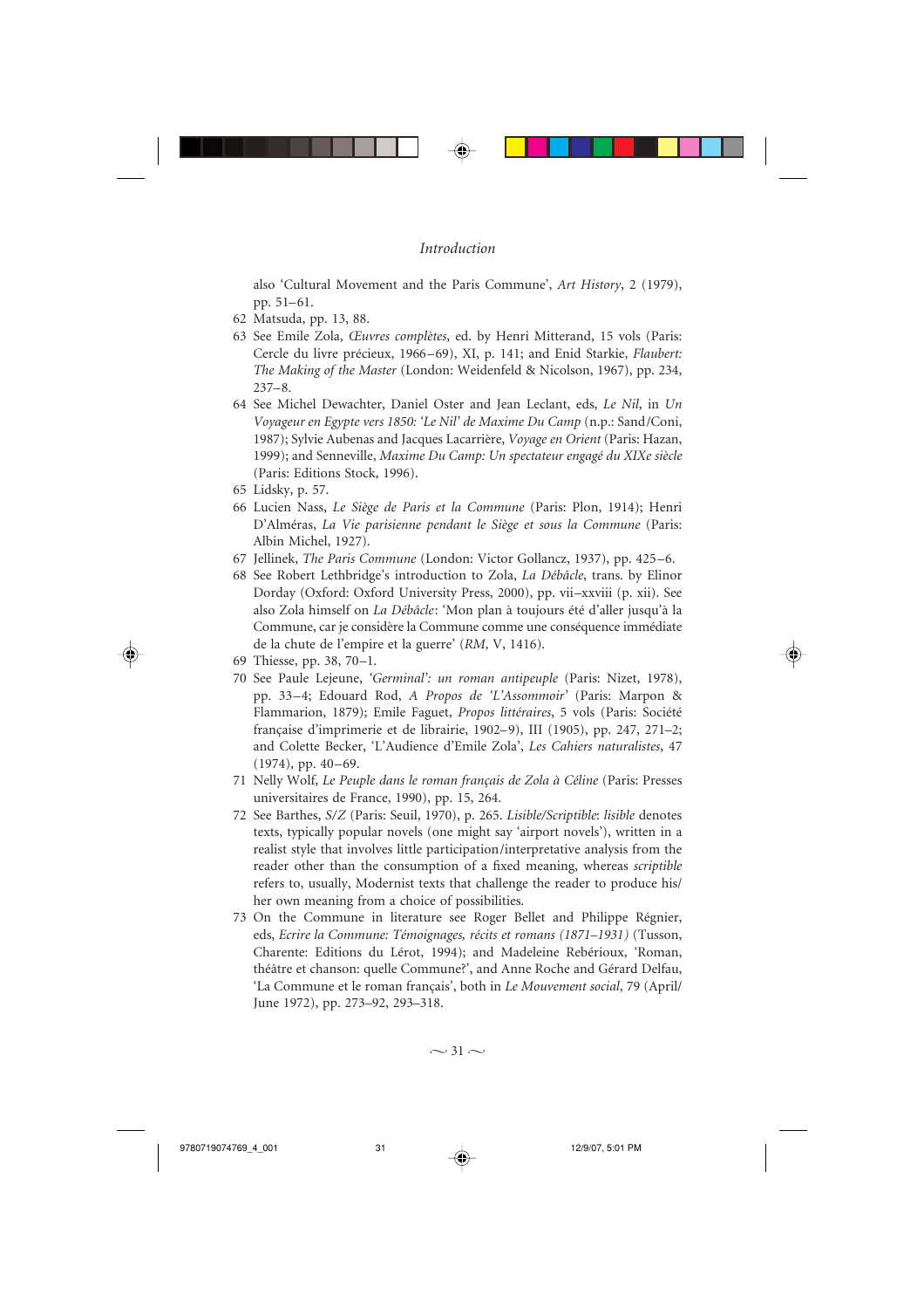also 'Cultural Movement and the Paris Commune', *Art History*, 2 (1979), pp. 51–61.

62 Matsuda, pp. 13, 88.

63 See Emile Zola, *Œuvres complètes*, ed. by Henri Mitterand, 15 vols (Paris: Cercle du livre précieux, 1966–69), XI, p. 141; and Enid Starkie, *Flaubert: The Making of the Master* (London: Weidenfeld & Nicolson, 1967), pp. 234, 237–8.

64 See Michel Dewachter, Daniel Oster and Jean Leclant, eds, *Le Nil*, in *Un Voyageur en Egypte vers 1850: 'Le Nil' de Maxime Du Camp* (n.p.: Sand/Coni, 1987); Sylvie Aubenas and Jacques Lacarrière, *Voyage en Orient* (Paris: Hazan, 1999); and Senneville, *Maxime Du Camp: Un spectateur engagé du XIXe siècle* (Paris: Editions Stock, 1996).

65 Lidsky, p. 57.

66 Lucien Nass, *Le Siège de Paris et la Commune* (Paris: Plon, 1914); Henri D'Alméras, *La Vie parisienne pendant le Siège et sous la Commune* (Paris: Albin Michel, 1927).

67 Jellinek, *The Paris Commune* (London: Victor Gollancz, 1937), pp. 425–6.

68 See Robert Lethbridge's introduction to Zola, *La Débâcle*, trans. by Elinor Dorday (Oxford: Oxford University Press, 2000), pp. vii–xxviii (p. xii). See also Zola himself on *La Débâcle*: 'Mon plan à toujours été d'aller jusqu'à la Commune, car je considère la Commune comme une conséquence immédiate de la chute de l'empire et la guerre' (*RM*, V, 1416).

69 Thiesse, pp. 38, 70–1.

70 See Paule Lejeune, *'Germinal': un roman antipeuple* (Paris: Nizet, 1978), pp. 33–4; Edouard Rod, *A Propos de 'L'Assommoir'* (Paris: Marpon & Flammarion, 1879); Emile Faguet, *Propos littéraires*, 5 vols (Paris: Société française d'imprimerie et de librairie, 1902–9), III (1905), pp. 247, 271–2; and Colette Becker, 'L'Audience d'Emile Zola', *Les Cahiers naturalistes*, 47 (1974), pp. 40–69.

71 Nelly Wolf, *Le Peuple dans le roman français de Zola à Céline* (Paris: Presses universitaires de France, 1990), pp. 15, 264.

72 See Barthes, *S/Z* (Paris: Seuil, 1970), p. 265. *Lisible/Scriptible*: *lisible* denotes texts, typically popular novels (one might say 'airport novels'), written in a realist style that involves little participation/interpretative analysis from the reader other than the consumption of a fixed meaning, whereas *scriptible* refers to, usually, Modernist texts that challenge the reader to produce his/her own meaning from a choice of possibilities.

73 On the Commune in literature see Roger Bellet and Philippe Régnier, eds, *Ecrire la Commune: Témoignages, récits et romans (1871–1931)* (Tusson, Charente: Editions du Lérot, 1994); and Madeleine Rebérioux, 'Roman, théâtre et chanson: quelle Commune?', and Anne Roche and Gérard Delfau, 'La Commune et le roman français', both in *Le Mouvement social*, 79 (April/June 1972), pp. 273–92, 293–318.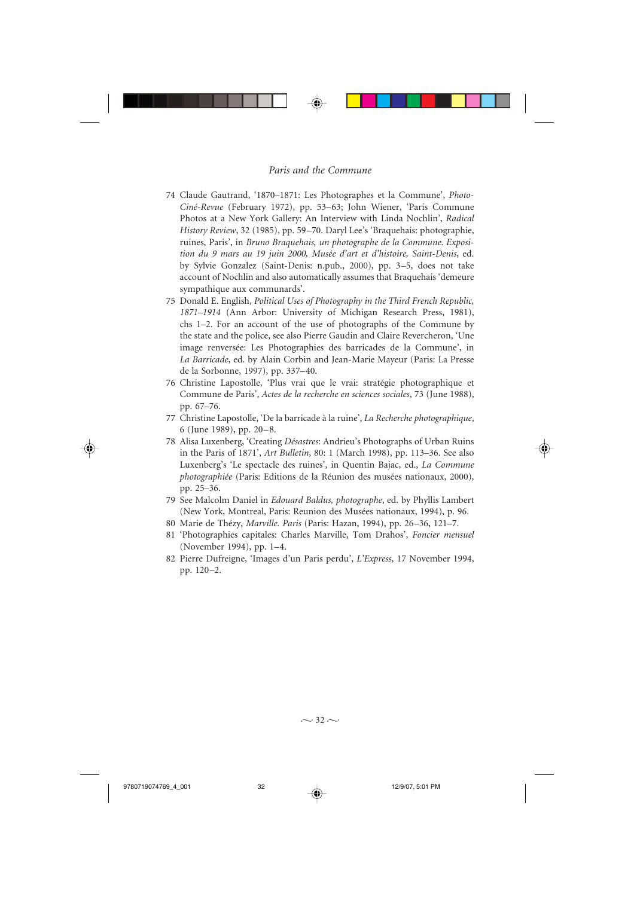74 Claude Gautrand, '1870–1871: Les Photographes et la Commune', *Photo-Ciné-Revue* (February 1972), pp. 53–63; John Wiener, 'Paris Commune Photos at a New York Gallery: An Interview with Linda Nochlin', *Radical History Review*, 32 (1985), pp. 59–70. Daryl Lee's 'Braquehais: photographie, ruines, Paris', in *Bruno Braquehais, un photographe de la Commune. Exposition du 9 mars au 19 juin 2000, Musée d'art et d'histoire, Saint-Denis*, ed. by Sylvie Gonzalez (Saint-Denis: n.pub., 2000), pp. 3–5, does not take account of Nochlin and also automatically assumes that Braquehais 'demeure sympathique aux communards'.

75 Donald E. English, *Political Uses of Photography in the Third French Republic, 1871–1914* (Ann Arbor: University of Michigan Research Press, 1981), chs 1–2. For an account of the use of photographs of the Commune by the state and the police, see also Pierre Gaudin and Claire Revercheron, 'Une image renversée: Les Photographies des barricades de la Commune', in *La Barricade*, ed. by Alain Corbin and Jean-Marie Mayeur (Paris: La Presse de la Sorbonne, 1997), pp. 337–40.

76 Christine Lapostolle, 'Plus vrai que le vrai: stratégie photographique et Commune de Paris', *Actes de la recherche en sciences sociales*, 73 (June 1988), pp. 67–76.

77 Christine Lapostolle, 'De la barricade à la ruine', *La Recherche photographique*, 6 (June 1989), pp. 20–8.

78 Alisa Luxenberg, 'Creating *Désastres*: Andrieu's Photographs of Urban Ruins in the Paris of 1871', *Art Bulletin*, 80: 1 (March 1998), pp. 113–36. See also Luxenberg's 'Le spectacle des ruines', in Quentin Bajac, ed., *La Commune photographiée* (Paris: Editions de la Réunion des musées nationaux, 2000), pp. 25–36.

79 See Malcolm Daniel in *Edouard Baldus, photographe*, ed. by Phyllis Lambert (New York, Montreal, Paris: Reunion des Musées nationaux, 1994), p. 96.

80 Marie de Thézy, *Marville. Paris* (Paris: Hazan, 1994), pp. 26–36, 121–7.

81 'Photographies capitales: Charles Marville, Tom Drahos', *Foncier mensuel* (November 1994), pp. 1–4.

82 Pierre Dufreigne, 'Images d'un Paris perdu', *L'Express*, 17 November 1994, pp. 120–2.